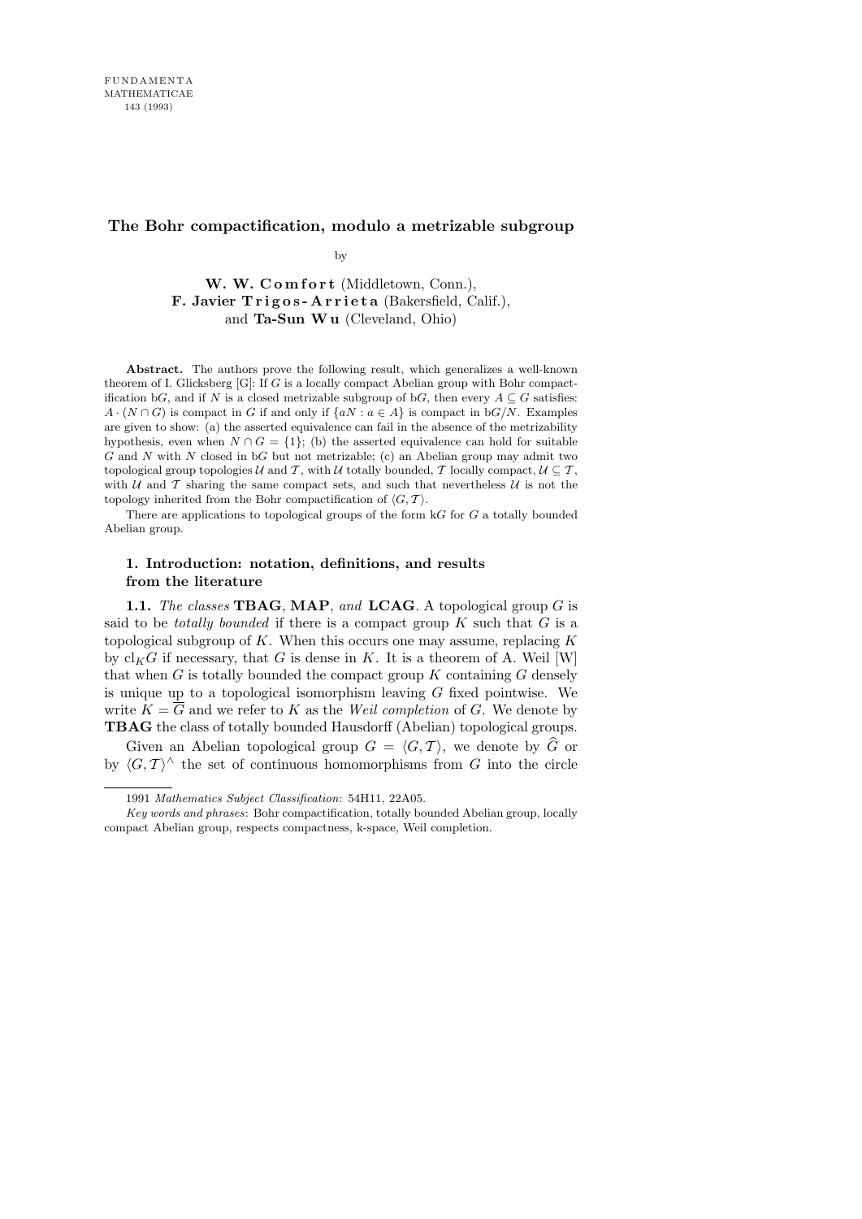FUNDAMENTA MATHEMATICAE 143 (1993)

# The Bohr compactification, modulo a metrizable subgroup

by

**W. W. Comfort** (Middletown, Conn.),
**F. Javier Trigos-Arrieta** (Bakersfield, Calif.),
and **Ta-Sun Wu** (Cleveland, Ohio)

**Abstract.** The authors prove the following result, which generalizes a well-known theorem of I. Glicksberg [G]: If $G$ is a locally compact Abelian group with Bohr compactification b$G$, and if $N$ is a closed metrizable subgroup of b$G$, then every $A \subseteq G$ satisfies: $A \cdot (N \cap G)$ is compact in $G$ if and only if $\{aN : a \in A\}$ is compact in b$G/N$. Examples are given to show: (a) the asserted equivalence can fail in the absence of the metrizability hypothesis, even when $N \cap G = \{1\}$; (b) the asserted equivalence can hold for suitable $G$ and $N$ with $N$ closed in b$G$ but not metrizable; (c) an Abelian group may admit two topological group topologies $\mathcal{U}$ and $\mathcal{T}$, with $\mathcal{U}$ totally bounded, $\mathcal{T}$ locally compact, $\mathcal{U} \subseteq \mathcal{T}$, with $\mathcal{U}$ and $\mathcal{T}$ sharing the same compact sets, and such that nevertheless $\mathcal{U}$ is not the topology inherited from the Bohr compactification of $\langle G, \mathcal{T}\rangle$.

There are applications to topological groups of the form k$G$ for $G$ a totally bounded Abelian group.

## 1. Introduction: notation, definitions, and results from the literature

**1.1.** *The classes* **TBAG**, **MAP**, *and* **LCAG**. A topological group $G$ is said to be *totally bounded* if there is a compact group $K$ such that $G$ is a topological subgroup of $K$. When this occurs one may assume, replacing $K$ by $\mathrm{cl}_K G$ if necessary, that $G$ is dense in $K$. It is a theorem of A. Weil [W] that when $G$ is totally bounded the compact group $K$ containing $G$ densely is unique up to a topological isomorphism leaving $G$ fixed pointwise. We write $K = \overline{G}$ and we refer to $K$ as the *Weil completion* of $G$. We denote by **TBAG** the class of totally bounded Hausdorff (Abelian) topological groups.

Given an Abelian topological group $G = \langle G, \mathcal{T}\rangle$, we denote by $\widehat{G}$ or by $\langle G, \mathcal{T}\rangle^\wedge$ the set of continuous homomorphisms from $G$ into the circle

---

1991 *Mathematics Subject Classification*: 54H11, 22A05.

*Key words and phrases*: Bohr compactification, totally bounded Abelian group, locally compact Abelian group, respects compactness, k-space, Weil completion.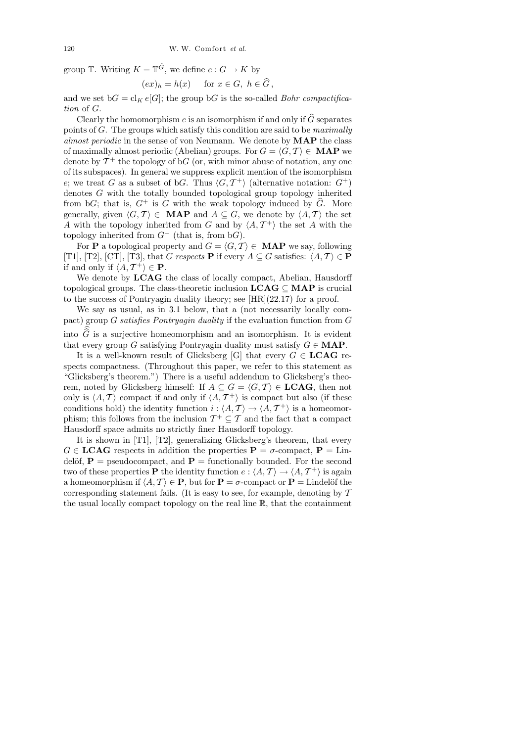group $\mathbb{T}$. Writing $K = \mathbb{T}^{\widehat{G}}$, we define $e : G \to K$ by

$$(ex)_h = h(x) \quad \text{ for } x \in G,\ h \in \widehat{G},$$

and we set $\mathrm{b}G = \mathrm{cl}_K\, e[G]$; the group $\mathrm{b}G$ is the so-called *Bohr compactification* of $G$.

Clearly the homomorphism $e$ is an isomorphism if and only if $\widehat{G}$ separates points of $G$. The groups which satisfy this condition are said to be *maximally almost periodic* in the sense of von Neumann. We denote by **MAP** the class of maximally almost periodic (Abelian) groups. For $G = \langle G, \mathcal{T} \rangle \in$ **MAP** we denote by $\mathcal{T}^+$ the topology of $\mathrm{b}G$ (or, with minor abuse of notation, any one of its subspaces). In general we suppress explicit mention of the isomorphism $e$; we treat $G$ as a subset of $\mathrm{b}G$. Thus $\langle G, \mathcal{T}^+ \rangle$ (alternative notation: $G^+$) denotes $G$ with the totally bounded topological group topology inherited from $\mathrm{b}G$; that is, $G^+$ is $G$ with the weak topology induced by $\widehat{G}$. More generally, given $\langle G, \mathcal{T} \rangle \in$ **MAP** and $A \subseteq G$, we denote by $\langle A, \mathcal{T} \rangle$ the set $A$ with the topology inherited from $G$ and by $\langle A, \mathcal{T}^+ \rangle$ the set $A$ with the topology inherited from $G^+$ (that is, from $\mathrm{b}G$).

For **P** a topological property and $G = \langle G, \mathcal{T} \rangle \in$ **MAP** we say, following [T1], [T2], [CT], [T3], that *G respects* **P** if every $A \subseteq G$ satisfies: $\langle A, \mathcal{T} \rangle \in$ **P** if and only if $\langle A, \mathcal{T}^+ \rangle \in$ **P**.

We denote by **LCAG** the class of locally compact, Abelian, Hausdorff topological groups. The class-theoretic inclusion **LCAG** $\subseteq$ **MAP** is crucial to the success of Pontryagin duality theory; see [HR](22.17) for a proof.

We say as usual, as in 3.1 below, that a (not necessarily locally compact) group $G$ *satisfies Pontryagin duality* if the evaluation function from $G$ into $\widehat{\widehat{G}}$ is a surjective homeomorphism and an isomorphism. It is evident that every group $G$ satisfying Pontryagin duality must satisfy $G \in$ **MAP**.

It is a well-known result of Glicksberg [G] that every $G \in$ **LCAG** respects compactness. (Throughout this paper, we refer to this statement as "Glicksberg's theorem.") There is a useful addendum to Glicksberg's theorem, noted by Glicksberg himself: If $A \subseteq G = \langle G, \mathcal{T} \rangle \in$ **LCAG**, then not only is $\langle A, \mathcal{T} \rangle$ compact if and only if $\langle A, \mathcal{T}^+ \rangle$ is compact but also (if these conditions hold) the identity function $i : \langle A, \mathcal{T} \rangle \to \langle A, \mathcal{T}^+ \rangle$ is a homeomorphism; this follows from the inclusion $\mathcal{T}^+ \subseteq \mathcal{T}$ and the fact that a compact Hausdorff space admits no strictly finer Hausdorff topology.

It is shown in [T1], [T2], generalizing Glicksberg's theorem, that every $G \in$ **LCAG** respects in addition the properties **P** $= \sigma$-compact, **P** $=$ Lindelöf, **P** $=$ pseudocompact, and **P** $=$ functionally bounded. For the second two of these properties **P** the identity function $e : \langle A, \mathcal{T} \rangle \to \langle A, \mathcal{T}^+ \rangle$ is again a homeomorphism if $\langle A, \mathcal{T} \rangle \in$ **P**, but for **P** $= \sigma$-compact or **P** $=$ Lindelöf the corresponding statement fails. (It is easy to see, for example, denoting by $\mathcal{T}$ the usual locally compact topology on the real line $\mathbb{R}$, that the containment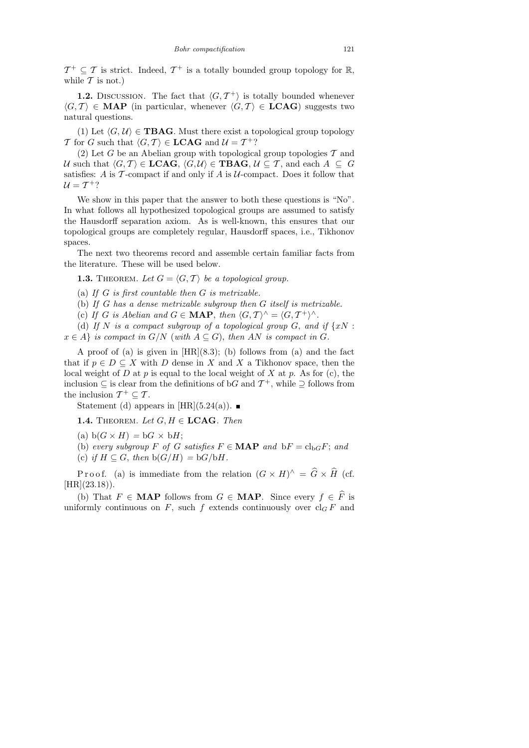$\mathcal{T}^+ \subseteq \mathcal{T}$ is strict. Indeed, $\mathcal{T}^+$ is a totally bounded group topology for $\mathbb{R}$, while $\mathcal{T}$ is not.)

**1.2.** Discussion. The fact that $\langle G, \mathcal{T}^+\rangle$ is totally bounded whenever $\langle G, \mathcal{T}\rangle \in \mathbf{MAP}$ (in particular, whenever $\langle G, \mathcal{T}\rangle \in \mathbf{LCAG}$) suggests two natural questions.

(1) Let $\langle G, \mathcal{U}\rangle \in \mathbf{TBAG}$. Must there exist a topological group topology $\mathcal{T}$ for $G$ such that $\langle G, \mathcal{T}\rangle \in \mathbf{LCAG}$ and $\mathcal{U} = \mathcal{T}^+$?

(2) Let $G$ be an Abelian group with topological group topologies $\mathcal{T}$ and $\mathcal{U}$ such that $\langle G, \mathcal{T}\rangle \in \mathbf{LCAG}$, $\langle G, \mathcal{U}\rangle \in \mathbf{TBAG}$, $\mathcal{U} \subseteq \mathcal{T}$, and each $A \subseteq G$ satisfies: $A$ is $\mathcal{T}$-compact if and only if $A$ is $\mathcal{U}$-compact. Does it follow that $\mathcal{U} = \mathcal{T}^+$?

We show in this paper that the answer to both these questions is "No". In what follows all hypothesized topological groups are assumed to satisfy the Hausdorff separation axiom. As is well-known, this ensures that our topological groups are completely regular, Hausdorff spaces, i.e., Tikhonov spaces.

The next two theorems record and assemble certain familiar facts from the literature. These will be used below.

**1.3.** Theorem. *Let $G = \langle G, \mathcal{T}\rangle$ be a topological group.*

(a) *If $G$ is first countable then $G$ is metrizable.*

(b) *If $G$ has a dense metrizable subgroup then $G$ itself is metrizable.*

(c) *If $G$ is Abelian and $G \in \mathbf{MAP}$, then $\langle G, \mathcal{T}\rangle^\wedge = \langle G, \mathcal{T}^+\rangle^\wedge$.*

(d) *If $N$ is a compact subgroup of a topological group $G$, and if $\{xN : x \in A\}$ is compact in $G/N$ (with $A \subseteq G$), then $AN$ is compact in $G$.*

A proof of (a) is given in [HR](8.3); (b) follows from (a) and the fact that if $p \in D \subseteq X$ with $D$ dense in $X$ and $X$ a Tikhonov space, then the local weight of $D$ at $p$ is equal to the local weight of $X$ at $p$. As for (c), the inclusion $\subseteq$ is clear from the definitions of b$G$ and $\mathcal{T}^+$, while $\supseteq$ follows from the inclusion $\mathcal{T}^+ \subseteq \mathcal{T}$.

Statement (d) appears in [HR](5.24(a)). ■

**1.4.** Theorem. *Let $G, H \in \mathbf{LCAG}$. Then*

(a) $\mathrm{b}(G \times H) = \mathrm{b}G \times \mathrm{b}H$;

(b) *every subgroup $F$ of $G$ satisfies $F \in \mathbf{MAP}$ and $\mathrm{b}F = \mathrm{cl}_{\mathrm{b}G}F$; and*

(c) *if $H \subseteq G$, then $\mathrm{b}(G/H) = \mathrm{b}G/\mathrm{b}H$.*

Proof. (a) is immediate from the relation $(G \times H)^\wedge = \widehat{G} \times \widehat{H}$ (cf. [HR](23.18)).

(b) That $F \in \mathbf{MAP}$ follows from $G \in \mathbf{MAP}$. Since every $f \in \widehat{F}$ is uniformly continuous on $F$, such $f$ extends continuously over $\mathrm{cl}_G F$ and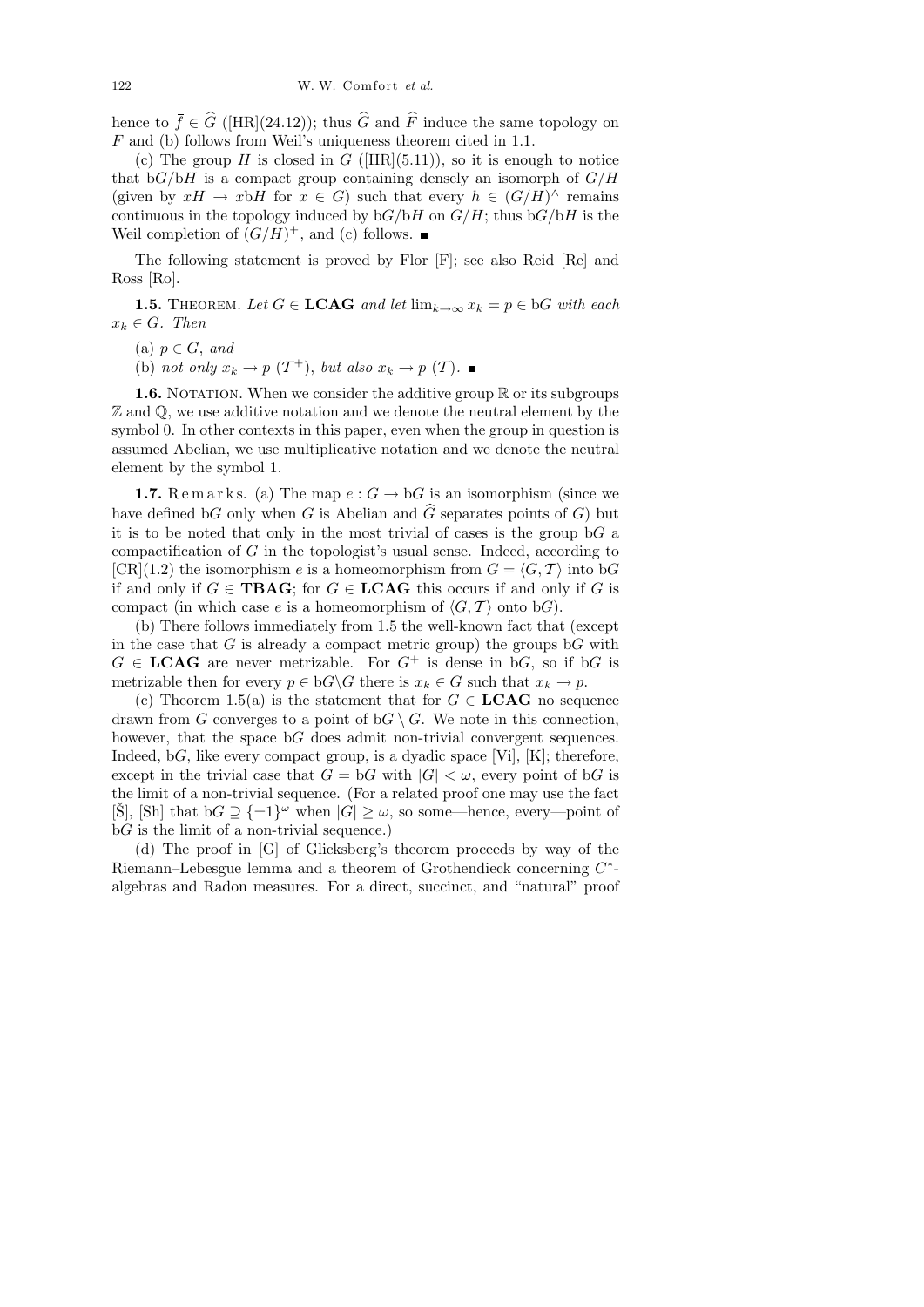hence to $\overline{f} \in \widehat{G}$ ([HR](24.12)); thus $\widehat{G}$ and $\widehat{F}$ induce the same topology on $F$ and (b) follows from Weil's uniqueness theorem cited in 1.1.

(c) The group $H$ is closed in $G$ ([HR](5.11)), so it is enough to notice that $\mathrm{b}G/\mathrm{b}H$ is a compact group containing densely an isomorph of $G/H$ (given by $xH \to x\mathrm{b}H$ for $x \in G$) such that every $h \in (G/H)^\wedge$ remains continuous in the topology induced by $\mathrm{b}G/\mathrm{b}H$ on $G/H$; thus $\mathrm{b}G/\mathrm{b}H$ is the Weil completion of $(G/H)^+$, and (c) follows. ∎

The following statement is proved by Flor [F]; see also Reid [Re] and Ross [Ro].

**1.5.** Theorem. *Let $G \in \mathbf{LCAG}$ and let $\lim_{k\to\infty} x_k = p \in \mathrm{b}G$ with each $x_k \in G$. Then*

(a) *$p \in G$, and*

(b) *not only $x_k \to p$ $(\mathcal{T}^+)$, but also $x_k \to p$ $(\mathcal{T})$.* ∎

**1.6.** Notation. When we consider the additive group $\mathbb{R}$ or its subgroups $\mathbb{Z}$ and $\mathbb{Q}$, we use additive notation and we denote the neutral element by the symbol 0. In other contexts in this paper, even when the group in question is assumed Abelian, we use multiplicative notation and we denote the neutral element by the symbol 1.

**1.7.** Remarks. (a) The map $e : G \to \mathrm{b}G$ is an isomorphism (since we have defined $\mathrm{b}G$ only when $G$ is Abelian and $\widehat{G}$ separates points of $G$) but it is to be noted that only in the most trivial of cases is the group $\mathrm{b}G$ a compactification of $G$ in the topologist's usual sense. Indeed, according to [CR](1.2) the isomorphism $e$ is a homeomorphism from $G = \langle G, \mathcal{T} \rangle$ into $\mathrm{b}G$ if and only if $G \in \mathbf{TBAG}$; for $G \in \mathbf{LCAG}$ this occurs if and only if $G$ is compact (in which case $e$ is a homeomorphism of $\langle G, \mathcal{T} \rangle$ onto $\mathrm{b}G$).

(b) There follows immediately from 1.5 the well-known fact that (except in the case that $G$ is already a compact metric group) the groups $\mathrm{b}G$ with $G \in \mathbf{LCAG}$ are never metrizable. For $G^+$ is dense in $\mathrm{b}G$, so if $\mathrm{b}G$ is metrizable then for every $p \in \mathrm{b}G \backslash G$ there is $x_k \in G$ such that $x_k \to p$.

(c) Theorem 1.5(a) is the statement that for $G \in \mathbf{LCAG}$ no sequence drawn from $G$ converges to a point of $\mathrm{b}G \setminus G$. We note in this connection, however, that the space $\mathrm{b}G$ does admit non-trivial convergent sequences. Indeed, $\mathrm{b}G$, like every compact group, is a dyadic space [Vi], [K]; therefore, except in the trivial case that $G = \mathrm{b}G$ with $|G| < \omega$, every point of $\mathrm{b}G$ is the limit of a non-trivial sequence. (For a related proof one may use the fact [Š], [Sh] that $\mathrm{b}G \supseteq \{\pm 1\}^\omega$ when $|G| \geq \omega$, so some—hence, every—point of $\mathrm{b}G$ is the limit of a non-trivial sequence.)

(d) The proof in [G] of Glicksberg's theorem proceeds by way of the Riemann–Lebesgue lemma and a theorem of Grothendieck concerning $C^*$-algebras and Radon measures. For a direct, succinct, and "natural" proof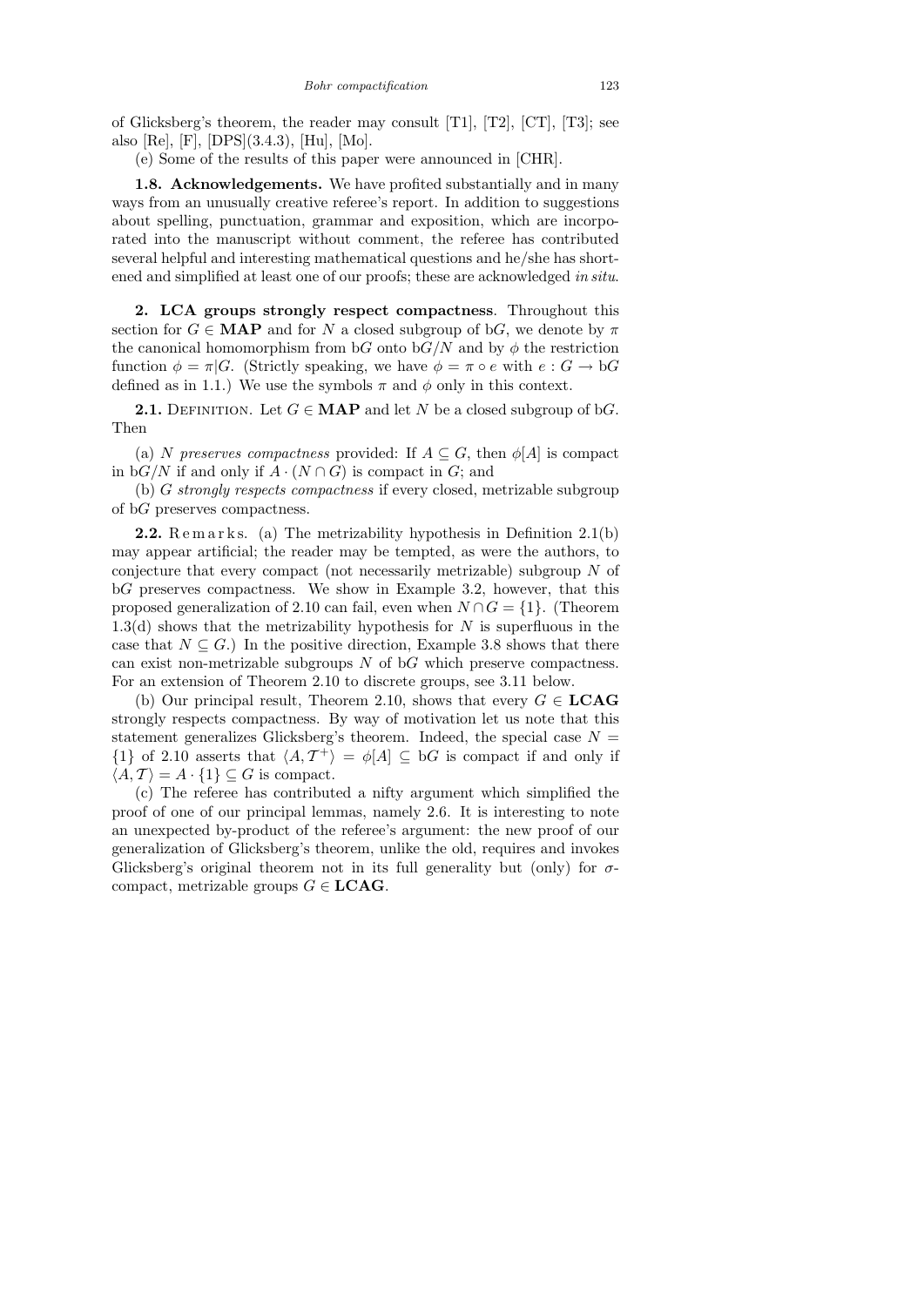of Glicksberg's theorem, the reader may consult [T1], [T2], [CT], [T3]; see also [Re], [F], [DPS](3.4.3), [Hu], [Mo].

(e) Some of the results of this paper were announced in [CHR].

**1.8. Acknowledgements.** We have profited substantially and in many ways from an unusually creative referee's report. In addition to suggestions about spelling, punctuation, grammar and exposition, which are incorporated into the manuscript without comment, the referee has contributed several helpful and interesting mathematical questions and he/she has shortened and simplified at least one of our proofs; these are acknowledged *in situ*.

## 2. LCA groups strongly respect compactness

Throughout this section for $G \in \mathbf{MAP}$ and for $N$ a closed subgroup of b$G$, we denote by $\pi$ the canonical homomorphism from b$G$ onto b$G/N$ and by $\phi$ the restriction function $\phi = \pi|G$. (Strictly speaking, we have $\phi = \pi \circ e$ with $e : G \to \mathrm{b}G$ defined as in 1.1.) We use the symbols $\pi$ and $\phi$ only in this context.

**2.1.** Definition. Let $G \in \mathbf{MAP}$ and let $N$ be a closed subgroup of b$G$. Then

(a) $N$ *preserves compactness* provided: If $A \subseteq G$, then $\phi[A]$ is compact in b$G/N$ if and only if $A \cdot (N \cap G)$ is compact in $G$; and

(b) $G$ *strongly respects compactness* if every closed, metrizable subgroup of b$G$ preserves compactness.

**2.2.** Remarks. (a) The metrizability hypothesis in Definition 2.1(b) may appear artificial; the reader may be tempted, as were the authors, to conjecture that every compact (not necessarily metrizable) subgroup $N$ of b$G$ preserves compactness. We show in Example 3.2, however, that this proposed generalization of 2.10 can fail, even when $N \cap G = \{1\}$. (Theorem 1.3(d) shows that the metrizability hypothesis for $N$ is superfluous in the case that $N \subseteq G$.) In the positive direction, Example 3.8 shows that there can exist non-metrizable subgroups $N$ of b$G$ which preserve compactness. For an extension of Theorem 2.10 to discrete groups, see 3.11 below.

(b) Our principal result, Theorem 2.10, shows that every $G \in \mathbf{LCAG}$ strongly respects compactness. By way of motivation let us note that this statement generalizes Glicksberg's theorem. Indeed, the special case $N = \{1\}$ of 2.10 asserts that $\langle A, \mathcal{T}^+\rangle = \phi[A] \subseteq \mathrm{b}G$ is compact if and only if $\langle A, \mathcal{T}\rangle = A \cdot \{1\} \subseteq G$ is compact.

(c) The referee has contributed a nifty argument which simplified the proof of one of our principal lemmas, namely 2.6. It is interesting to note an unexpected by-product of the referee's argument: the new proof of our generalization of Glicksberg's theorem, unlike the old, requires and invokes Glicksberg's original theorem not in its full generality but (only) for $\sigma$-compact, metrizable groups $G \in \mathbf{LCAG}$.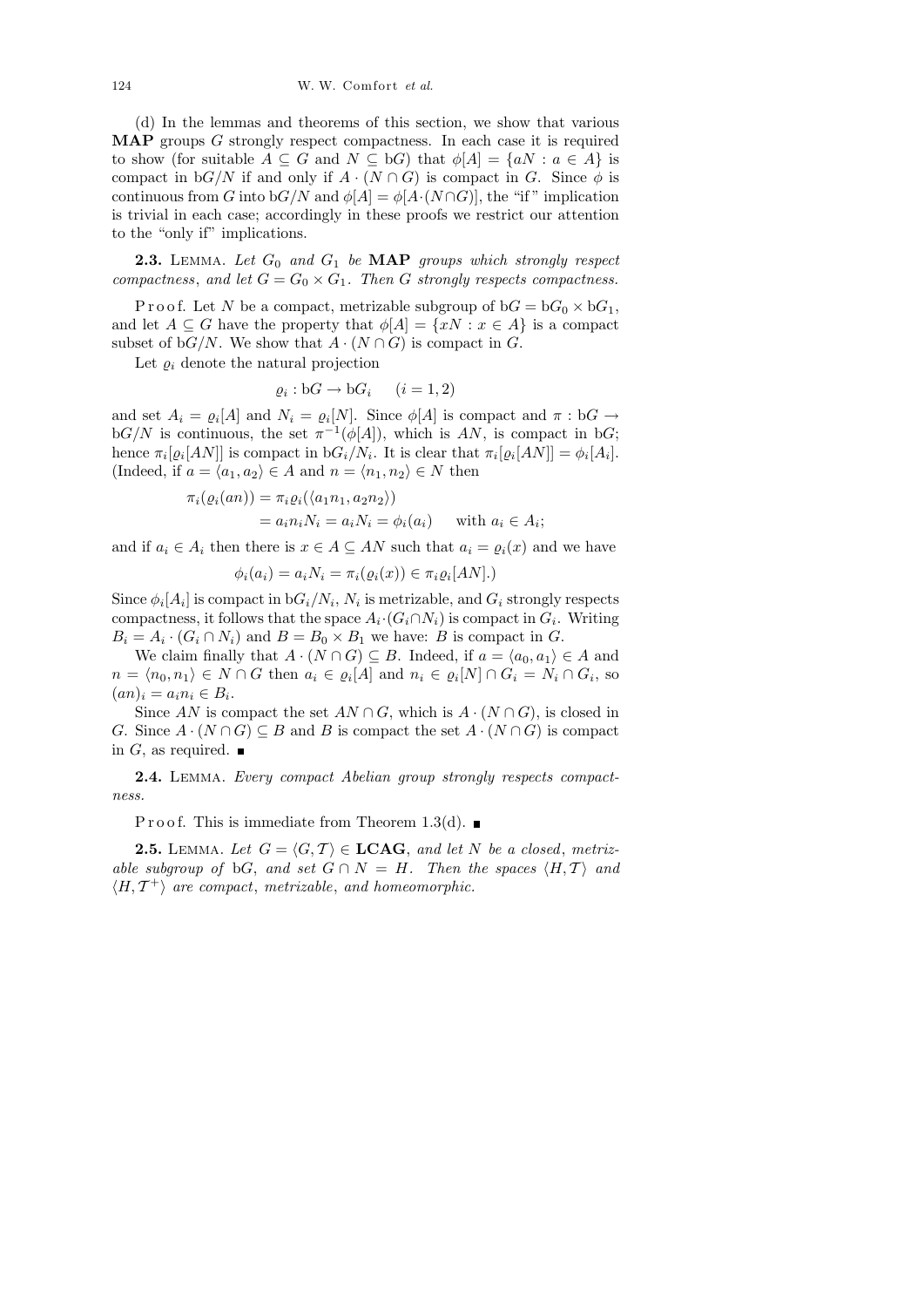(d) In the lemmas and theorems of this section, we show that various **MAP** groups $G$ strongly respect compactness. In each case it is required to show (for suitable $A \subseteq G$ and $N \subseteq \mathrm{b}G$) that $\phi[A] = \{aN : a \in A\}$ is compact in $\mathrm{b}G/N$ if and only if $A \cdot (N \cap G)$ is compact in $G$. Since $\phi$ is continuous from $G$ into $\mathrm{b}G/N$ and $\phi[A] = \phi[A \cdot (N \cap G)]$, the "if" implication is trivial in each case; accordingly in these proofs we restrict our attention to the "only if" implications.

**2.3.** Lemma. *Let $G_0$ and $G_1$ be* **MAP** *groups which strongly respect compactness, and let $G = G_0 \times G_1$. Then $G$ strongly respects compactness.*

Proof. Let $N$ be a compact, metrizable subgroup of $\mathrm{b}G = \mathrm{b}G_0 \times \mathrm{b}G_1$, and let $A \subseteq G$ have the property that $\phi[A] = \{xN : x \in A\}$ is a compact subset of $\mathrm{b}G/N$. We show that $A \cdot (N \cap G)$ is compact in $G$.

Let $\varrho_i$ denote the natural projection

$$\varrho_i : \mathrm{b}G \to \mathrm{b}G_i \qquad (i = 1, 2)$$

and set $A_i = \varrho_i[A]$ and $N_i = \varrho_i[N]$. Since $\phi[A]$ is compact and $\pi : \mathrm{b}G \to \mathrm{b}G/N$ is continuous, the set $\pi^{-1}(\phi[A])$, which is $AN$, is compact in $\mathrm{b}G$; hence $\pi_i[\varrho_i[AN]]$ is compact in $\mathrm{b}G_i/N_i$. It is clear that $\pi_i[\varrho_i[AN]] = \phi_i[A_i]$. (Indeed, if $a = \langle a_1, a_2 \rangle \in A$ and $n = \langle n_1, n_2 \rangle \in N$ then

$$\begin{aligned}\pi_i(\varrho_i(an)) &= \pi_i\varrho_i(\langle a_1n_1, a_2n_2 \rangle)\\ &= a_in_iN_i = a_iN_i = \phi_i(a_i) \quad \text{ with } a_i \in A_i;\end{aligned}$$

and if $a_i \in A_i$ then there is $x \in A \subseteq AN$ such that $a_i = \varrho_i(x)$ and we have

$$\phi_i(a_i) = a_iN_i = \pi_i(\varrho_i(x)) \in \pi_i\varrho_i[AN].)$$

Since $\phi_i[A_i]$ is compact in $\mathrm{b}G_i/N_i$, $N_i$ is metrizable, and $G_i$ strongly respects compactness, it follows that the space $A_i \cdot (G_i \cap N_i)$ is compact in $G_i$. Writing $B_i = A_i \cdot (G_i \cap N_i)$ and $B = B_0 \times B_1$ we have: $B$ is compact in $G$.

We claim finally that $A \cdot (N \cap G) \subseteq B$. Indeed, if $a = \langle a_0, a_1 \rangle \in A$ and $n = \langle n_0, n_1 \rangle \in N \cap G$ then $a_i \in \varrho_i[A]$ and $n_i \in \varrho_i[N] \cap G_i = N_i \cap G_i$, so $(an)_i = a_in_i \in B_i$.

Since $AN$ is compact the set $AN \cap G$, which is $A \cdot (N \cap G)$, is closed in $G$. Since $A \cdot (N \cap G) \subseteq B$ and $B$ is compact the set $A \cdot (N \cap G)$ is compact in $G$, as required. ∎

**2.4.** Lemma. *Every compact Abelian group strongly respects compactness.*

Proof. This is immediate from Theorem 1.3(d). ∎

**2.5.** Lemma. *Let $G = \langle G, \mathcal{T} \rangle \in$* **LCAG**, *and let $N$ be a closed, metrizable subgroup of $\mathrm{b}G$, and set $G \cap N = H$. Then the spaces $\langle H, \mathcal{T} \rangle$ and $\langle H, \mathcal{T}^+ \rangle$ are compact, metrizable, and homeomorphic.*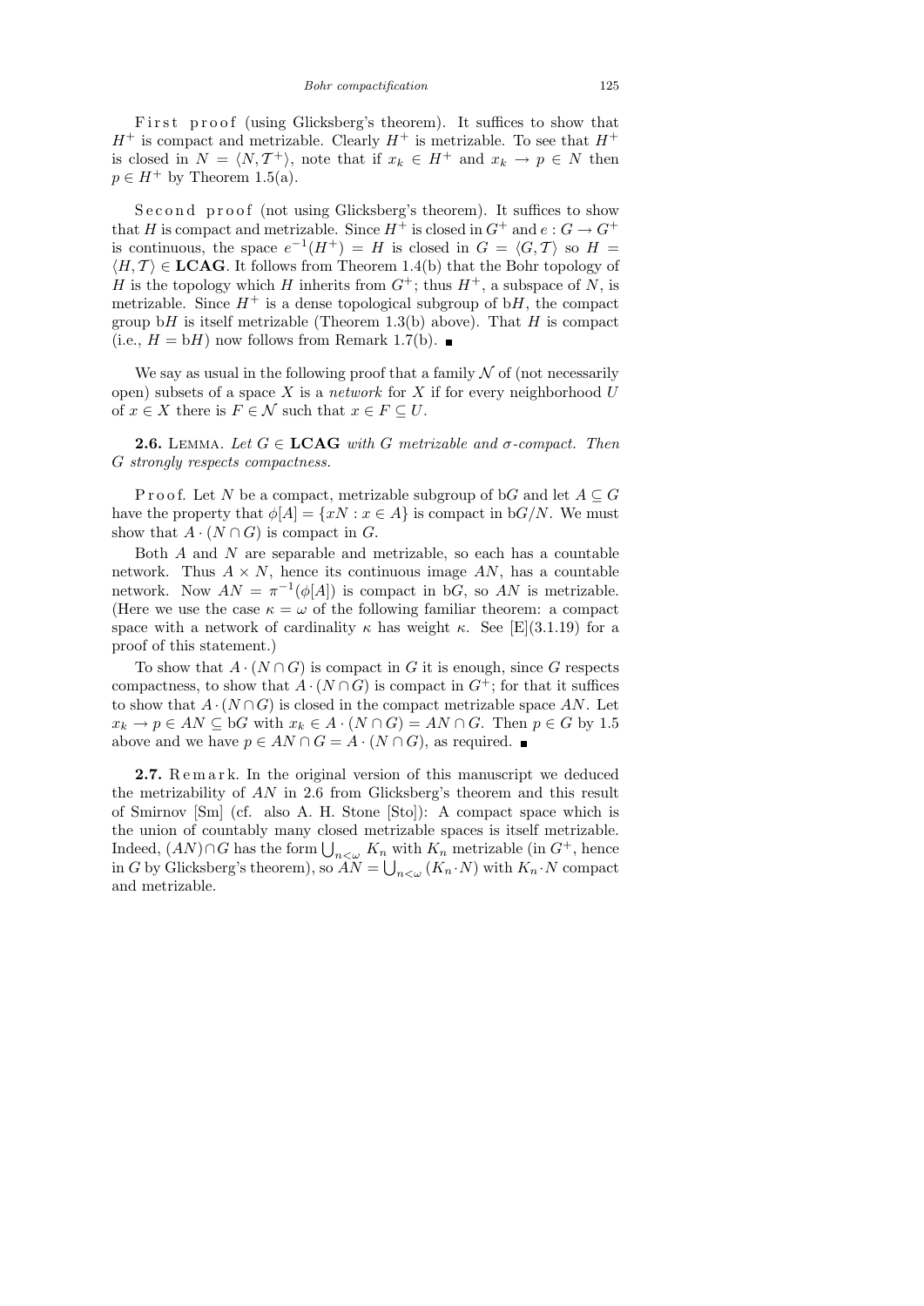First proof (using Glicksberg's theorem). It suffices to show that $H^+$ is compact and metrizable. Clearly $H^+$ is metrizable. To see that $H^+$ is closed in $N = \langle N, \mathcal{T}^+\rangle$, note that if $x_k \in H^+$ and $x_k \to p \in N$ then $p \in H^+$ by Theorem 1.5(a).

Second proof (not using Glicksberg's theorem). It suffices to show that $H$ is compact and metrizable. Since $H^+$ is closed in $G^+$ and $e : G \to G^+$ is continuous, the space $e^{-1}(H^+) = H$ is closed in $G = \langle G, \mathcal{T}\rangle$ so $H = \langle H, \mathcal{T}\rangle \in \mathbf{LCAG}$. It follows from Theorem 1.4(b) that the Bohr topology of $H$ is the topology which $H$ inherits from $G^+$; thus $H^+$, a subspace of $N$, is metrizable. Since $H^+$ is a dense topological subgroup of b$H$, the compact group b$H$ is itself metrizable (Theorem 1.3(b) above). That $H$ is compact (i.e., $H = \mathrm{b}H$) now follows from Remark 1.7(b). ∎

We say as usual in the following proof that a family $\mathcal{N}$ of (not necessarily open) subsets of a space $X$ is a *network* for $X$ if for every neighborhood $U$ of $x \in X$ there is $F \in \mathcal{N}$ such that $x \in F \subseteq U$.

**2.6.** Lemma. *Let $G \in \mathbf{LCAG}$ with $G$ metrizable and $\sigma$-compact. Then $G$ strongly respects compactness.*

Proof. Let $N$ be a compact, metrizable subgroup of b$G$ and let $A \subseteq G$ have the property that $\phi[A] = \{xN : x \in A\}$ is compact in b$G/N$. We must show that $A \cdot (N \cap G)$ is compact in $G$.

Both $A$ and $N$ are separable and metrizable, so each has a countable network. Thus $A \times N$, hence its continuous image $AN$, has a countable network. Now $AN = \pi^{-1}(\phi[A])$ is compact in b$G$, so $AN$ is metrizable. (Here we use the case $\kappa = \omega$ of the following familiar theorem: a compact space with a network of cardinality $\kappa$ has weight $\kappa$. See [E](3.1.19) for a proof of this statement.)

To show that $A \cdot (N \cap G)$ is compact in $G$ it is enough, since $G$ respects compactness, to show that $A \cdot (N \cap G)$ is compact in $G^+$; for that it suffices to show that $A \cdot (N \cap G)$ is closed in the compact metrizable space $AN$. Let $x_k \to p \in AN \subseteq \mathrm{b}G$ with $x_k \in A \cdot (N \cap G) = AN \cap G$. Then $p \in G$ by 1.5 above and we have $p \in AN \cap G = A \cdot (N \cap G)$, as required. ∎

**2.7.** Remark. In the original version of this manuscript we deduced the metrizability of $AN$ in 2.6 from Glicksberg's theorem and this result of Smirnov [Sm] (cf. also A. H. Stone [Sto]): A compact space which is the union of countably many closed metrizable spaces is itself metrizable. Indeed, $(AN) \cap G$ has the form $\bigcup_{n<\omega} K_n$ with $K_n$ metrizable (in $G^+$, hence in $G$ by Glicksberg's theorem), so $AN = \bigcup_{n<\omega} (K_n \cdot N)$ with $K_n \cdot N$ compact and metrizable.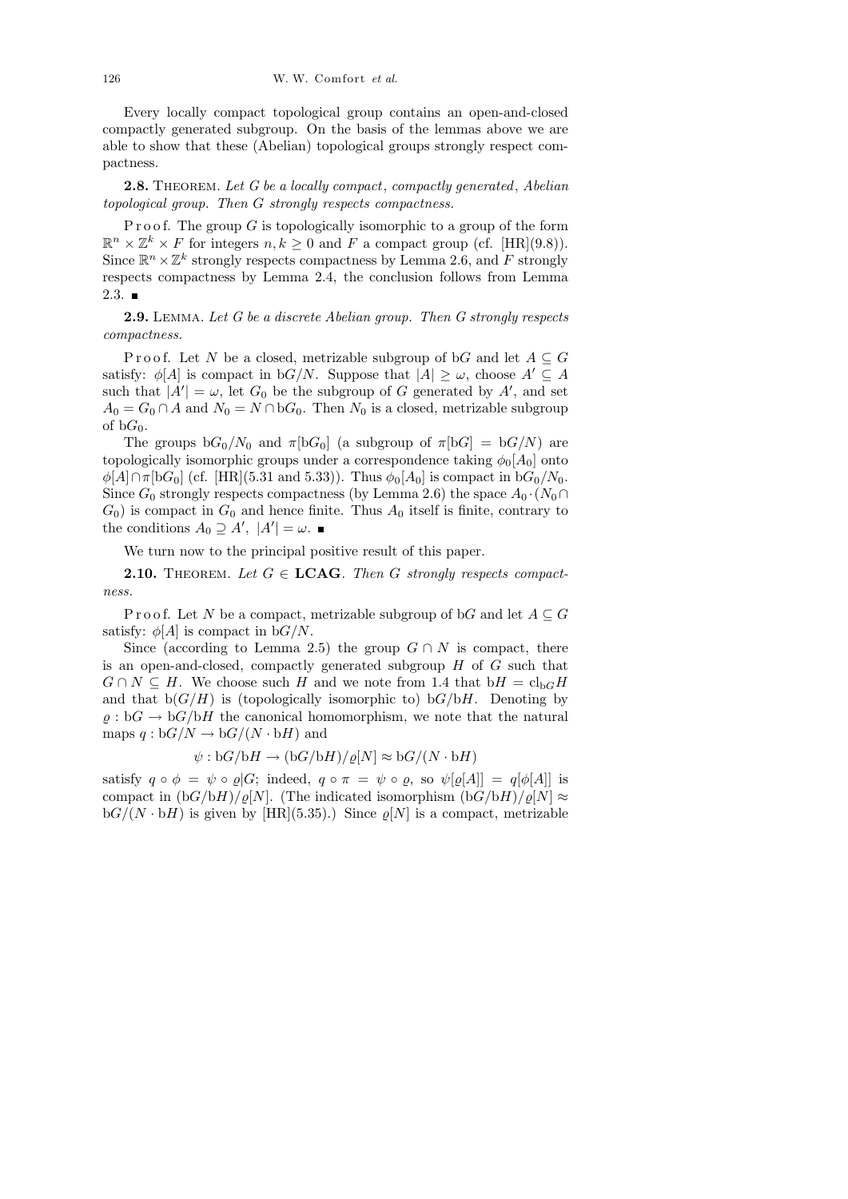Every locally compact topological group contains an open-and-closed compactly generated subgroup. On the basis of the lemmas above we are able to show that these (Abelian) topological groups strongly respect compactness.

**2.8.** Theorem. *Let $G$ be a locally compact*, *compactly generated*, *Abelian topological group. Then $G$ strongly respects compactness.*

Proof. The group $G$ is topologically isomorphic to a group of the form $\mathbb{R}^n \times \mathbb{Z}^k \times F$ for integers $n, k \geq 0$ and $F$ a compact group (cf. [HR](9.8)). Since $\mathbb{R}^n \times \mathbb{Z}^k$ strongly respects compactness by Lemma 2.6, and $F$ strongly respects compactness by Lemma 2.4, the conclusion follows from Lemma 2.3. ∎

**2.9.** Lemma. *Let $G$ be a discrete Abelian group. Then $G$ strongly respects compactness.*

Proof. Let $N$ be a closed, metrizable subgroup of $\mathrm{b}G$ and let $A \subseteq G$ satisfy: $\phi[A]$ is compact in $\mathrm{b}G/N$. Suppose that $|A| \geq \omega$, choose $A' \subseteq A$ such that $|A'| = \omega$, let $G_0$ be the subgroup of $G$ generated by $A'$, and set $A_0 = G_0 \cap A$ and $N_0 = N \cap \mathrm{b}G_0$. Then $N_0$ is a closed, metrizable subgroup of $\mathrm{b}G_0$.

The groups $\mathrm{b}G_0/N_0$ and $\pi[\mathrm{b}G_0]$ (a subgroup of $\pi[\mathrm{b}G] = \mathrm{b}G/N$) are topologically isomorphic groups under a correspondence taking $\phi_0[A_0]$ onto $\phi[A] \cap \pi[\mathrm{b}G_0]$ (cf. [HR](5.31 and 5.33)). Thus $\phi_0[A_0]$ is compact in $\mathrm{b}G_0/N_0$. Since $G_0$ strongly respects compactness (by Lemma 2.6) the space $A_0 \cdot (N_0 \cap G_0)$ is compact in $G_0$ and hence finite. Thus $A_0$ itself is finite, contrary to the conditions $A_0 \supseteq A'$, $|A'| = \omega$. ∎

We turn now to the principal positive result of this paper.

**2.10.** Theorem. *Let $G \in$ **LCAG**. Then $G$ strongly respects compactness.*

Proof. Let $N$ be a compact, metrizable subgroup of $\mathrm{b}G$ and let $A \subseteq G$ satisfy: $\phi[A]$ is compact in $\mathrm{b}G/N$.

Since (according to Lemma 2.5) the group $G \cap N$ is compact, there is an open-and-closed, compactly generated subgroup $H$ of $G$ such that $G \cap N \subseteq H$. We choose such $H$ and we note from 1.4 that $\mathrm{b}H = \mathrm{cl}_{\mathrm{b}G} H$ and that $\mathrm{b}(G/H)$ is (topologically isomorphic to) $\mathrm{b}G/\mathrm{b}H$. Denoting by $\varrho : \mathrm{b}G \to \mathrm{b}G/\mathrm{b}H$ the canonical homomorphism, we note that the natural maps $q : \mathrm{b}G/N \to \mathrm{b}G/(N \cdot \mathrm{b}H)$ and

$$\psi : \mathrm{b}G/\mathrm{b}H \to (\mathrm{b}G/\mathrm{b}H)/\varrho[N] \approx \mathrm{b}G/(N \cdot \mathrm{b}H)$$

satisfy $q \circ \phi = \psi \circ \varrho | G$; indeed, $q \circ \pi = \psi \circ \varrho$, so $\psi[\varrho[A]] = q[\phi[A]]$ is compact in $(\mathrm{b}G/\mathrm{b}H)/\varrho[N]$. (The indicated isomorphism $(\mathrm{b}G/\mathrm{b}H)/\varrho[N] \approx \mathrm{b}G/(N \cdot \mathrm{b}H)$ is given by [HR](5.35).) Since $\varrho[N]$ is a compact, metrizable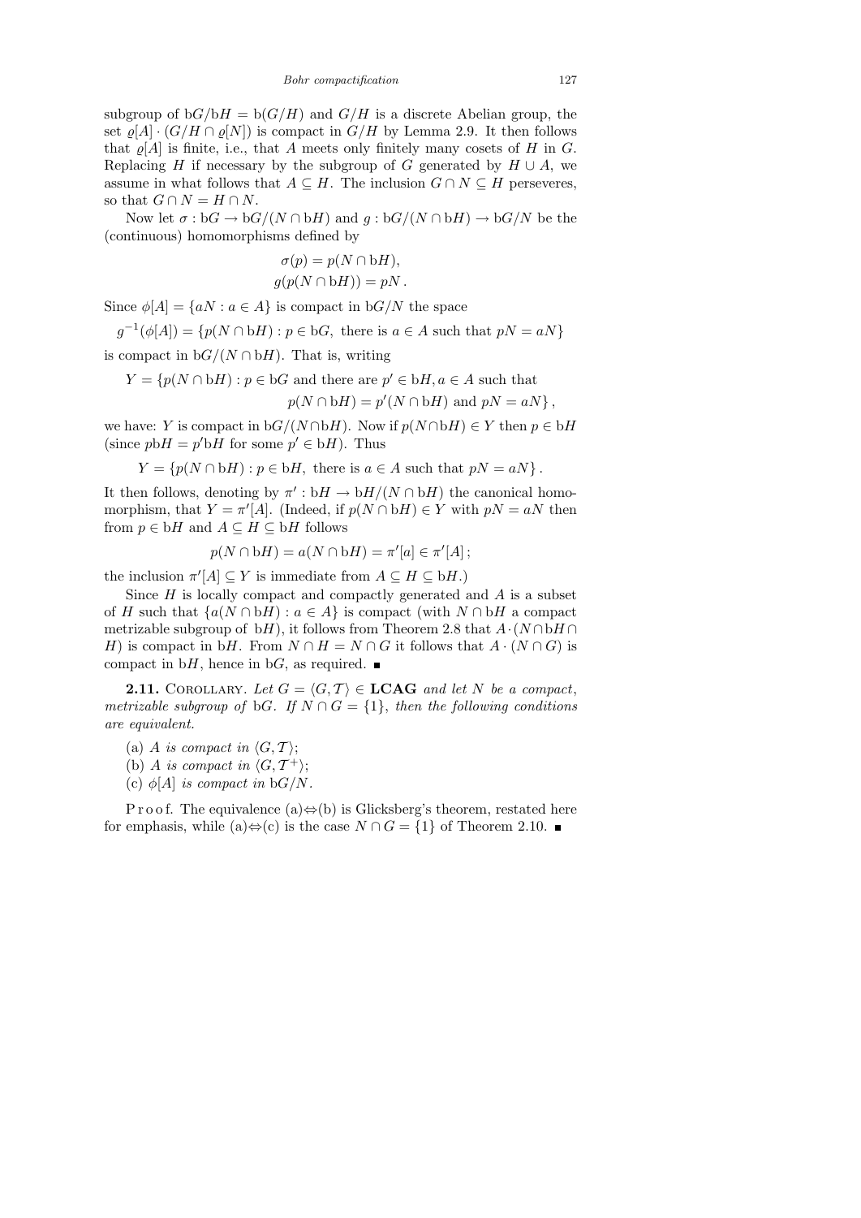subgroup of $\mathrm{b}G/\mathrm{b}H = \mathrm{b}(G/H)$ and $G/H$ is a discrete Abelian group, the set $\varrho[A] \cdot (G/H \cap \varrho[N])$ is compact in $G/H$ by Lemma 2.9. It then follows that $\varrho[A]$ is finite, i.e., that $A$ meets only finitely many cosets of $H$ in $G$. Replacing $H$ if necessary by the subgroup of $G$ generated by $H \cup A$, we assume in what follows that $A \subseteq H$. The inclusion $G \cap N \subseteq H$ perseveres, so that $G \cap N = H \cap N$.

Now let $\sigma : \mathrm{b}G \to \mathrm{b}G/(N \cap \mathrm{b}H)$ and $g : \mathrm{b}G/(N \cap \mathrm{b}H) \to \mathrm{b}G/N$ be the (continuous) homomorphisms defined by

$$\sigma(p) = p(N \cap \mathrm{b}H),$$
$$g(p(N \cap \mathrm{b}H)) = pN\,.$$

Since $\phi[A] = \{aN : a \in A\}$ is compact in $\mathrm{b}G/N$ the space

$$g^{-1}(\phi[A]) = \{p(N \cap \mathrm{b}H) : p \in \mathrm{b}G, \text{ there is } a \in A \text{ such that } pN = aN\}$$

is compact in $\mathrm{b}G/(N \cap \mathrm{b}H)$. That is, writing

$$Y = \{p(N \cap \mathrm{b}H) : p \in \mathrm{b}G \text{ and there are } p' \in \mathrm{b}H, a \in A \text{ such that } p(N \cap \mathrm{b}H) = p'(N \cap \mathrm{b}H) \text{ and } pN = aN\}\,,$$

we have: $Y$ is compact in $\mathrm{b}G/(N \cap \mathrm{b}H)$. Now if $p(N \cap \mathrm{b}H) \in Y$ then $p \in \mathrm{b}H$ (since $p\mathrm{b}H = p'\mathrm{b}H$ for some $p' \in \mathrm{b}H$). Thus

$$Y = \{p(N \cap \mathrm{b}H) : p \in \mathrm{b}H, \text{ there is } a \in A \text{ such that } pN = aN\}\,.$$

It then follows, denoting by $\pi' : \mathrm{b}H \to \mathrm{b}H/(N \cap \mathrm{b}H)$ the canonical homomorphism, that $Y = \pi'[A]$. (Indeed, if $p(N \cap \mathrm{b}H) \in Y$ with $pN = aN$ then from $p \in \mathrm{b}H$ and $A \subseteq H \subseteq \mathrm{b}H$ follows

$$p(N \cap \mathrm{b}H) = a(N \cap \mathrm{b}H) = \pi'[a] \in \pi'[A]\,;$$

the inclusion $\pi'[A] \subseteq Y$ is immediate from $A \subseteq H \subseteq \mathrm{b}H$.)

Since $H$ is locally compact and compactly generated and $A$ is a subset of $H$ such that $\{a(N \cap \mathrm{b}H) : a \in A\}$ is compact (with $N \cap \mathrm{b}H$ a compact metrizable subgroup of $\mathrm{b}H$), it follows from Theorem 2.8 that $A \cdot (N \cap \mathrm{b}H \cap H)$ is compact in $\mathrm{b}H$. From $N \cap H = N \cap G$ it follows that $A \cdot (N \cap G)$ is compact in $\mathrm{b}H$, hence in $\mathrm{b}G$, as required. ∎

**2.11.** Corollary. *Let $G = \langle G, \mathcal{T}\rangle \in$ **LCAG** and let $N$ be a compact, metrizable subgroup of $\mathrm{b}G$. If $N \cap G = \{1\}$, then the following conditions are equivalent.*

(a) *$A$ is compact in $\langle G, \mathcal{T}\rangle$;*

(b) *$A$ is compact in $\langle G, \mathcal{T}^+\rangle$;*

(c) *$\phi[A]$ is compact in $\mathrm{b}G/N$.*

Proof. The equivalence (a)$\Leftrightarrow$(b) is Glicksberg's theorem, restated here for emphasis, while (a)$\Leftrightarrow$(c) is the case $N \cap G = \{1\}$ of Theorem 2.10. ∎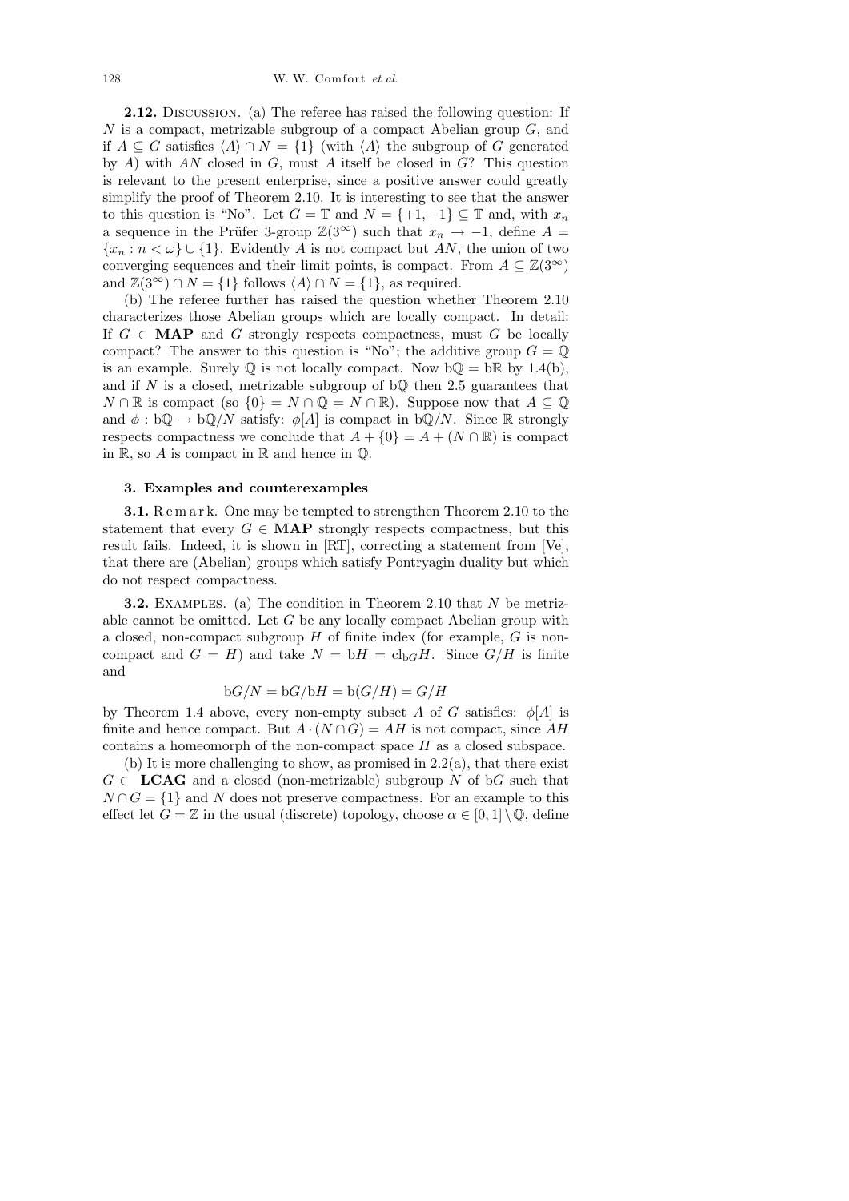**2.12.** Discussion. (a) The referee has raised the following question: If $N$ is a compact, metrizable subgroup of a compact Abelian group $G$, and if $A \subseteq G$ satisfies $\langle A\rangle \cap N = \{1\}$ (with $\langle A\rangle$ the subgroup of $G$ generated by $A$) with $AN$ closed in $G$, must $A$ itself be closed in $G$? This question is relevant to the present enterprise, since a positive answer could greatly simplify the proof of Theorem 2.10. It is interesting to see that the answer to this question is "No". Let $G = \mathbb{T}$ and $N = \{+1, -1\} \subseteq \mathbb{T}$ and, with $x_n$ a sequence in the Prüfer 3-group $\mathbb{Z}(3^\infty)$ such that $x_n \to -1$, define $A = \{x_n : n < \omega\} \cup \{1\}$. Evidently $A$ is not compact but $AN$, the union of two converging sequences and their limit points, is compact. From $A \subseteq \mathbb{Z}(3^\infty)$ and $\mathbb{Z}(3^\infty) \cap N = \{1\}$ follows $\langle A\rangle \cap N = \{1\}$, as required.

(b) The referee further has raised the question whether Theorem 2.10 characterizes those Abelian groups which are locally compact. In detail: If $G \in \mathbf{MAP}$ and $G$ strongly respects compactness, must $G$ be locally compact? The answer to this question is "No"; the additive group $G = \mathbb{Q}$ is an example. Surely $\mathbb{Q}$ is not locally compact. Now $\mathrm{b}\mathbb{Q} = \mathrm{b}\mathbb{R}$ by 1.4(b), and if $N$ is a closed, metrizable subgroup of $\mathrm{b}\mathbb{Q}$ then 2.5 guarantees that $N \cap \mathbb{R}$ is compact (so $\{0\} = N \cap \mathbb{Q} = N \cap \mathbb{R}$). Suppose now that $A \subseteq \mathbb{Q}$ and $\phi : \mathrm{b}\mathbb{Q} \to \mathrm{b}\mathbb{Q}/N$ satisfy: $\phi[A]$ is compact in $\mathrm{b}\mathbb{Q}/N$. Since $\mathbb{R}$ strongly respects compactness we conclude that $A + \{0\} = A + (N \cap \mathbb{R})$ is compact in $\mathbb{R}$, so $A$ is compact in $\mathbb{R}$ and hence in $\mathbb{Q}$.

### 3. Examples and counterexamples

**3.1.** Remark. One may be tempted to strengthen Theorem 2.10 to the statement that every $G \in \mathbf{MAP}$ strongly respects compactness, but this result fails. Indeed, it is shown in [RT], correcting a statement from [Ve], that there are (Abelian) groups which satisfy Pontryagin duality but which do not respect compactness.

**3.2.** Examples. (a) The condition in Theorem 2.10 that $N$ be metrizable cannot be omitted. Let $G$ be any locally compact Abelian group with a closed, non-compact subgroup $H$ of finite index (for example, $G$ is non-compact and $G = H$) and take $N = \mathrm{b}H = \mathrm{cl}_{\mathrm{b}G} H$. Since $G/H$ is finite and

$$\mathrm{b}G/N = \mathrm{b}G/\mathrm{b}H = \mathrm{b}(G/H) = G/H$$

by Theorem 1.4 above, every non-empty subset $A$ of $G$ satisfies: $\phi[A]$ is finite and hence compact. But $A \cdot (N \cap G) = AH$ is not compact, since $AH$ contains a homeomorph of the non-compact space $H$ as a closed subspace.

(b) It is more challenging to show, as promised in 2.2(a), that there exist $G \in \mathbf{LCAG}$ and a closed (non-metrizable) subgroup $N$ of $\mathrm{b}G$ such that $N \cap G = \{1\}$ and $N$ does not preserve compactness. For an example to this effect let $G = \mathbb{Z}$ in the usual (discrete) topology, choose $\alpha \in [0,1] \setminus \mathbb{Q}$, define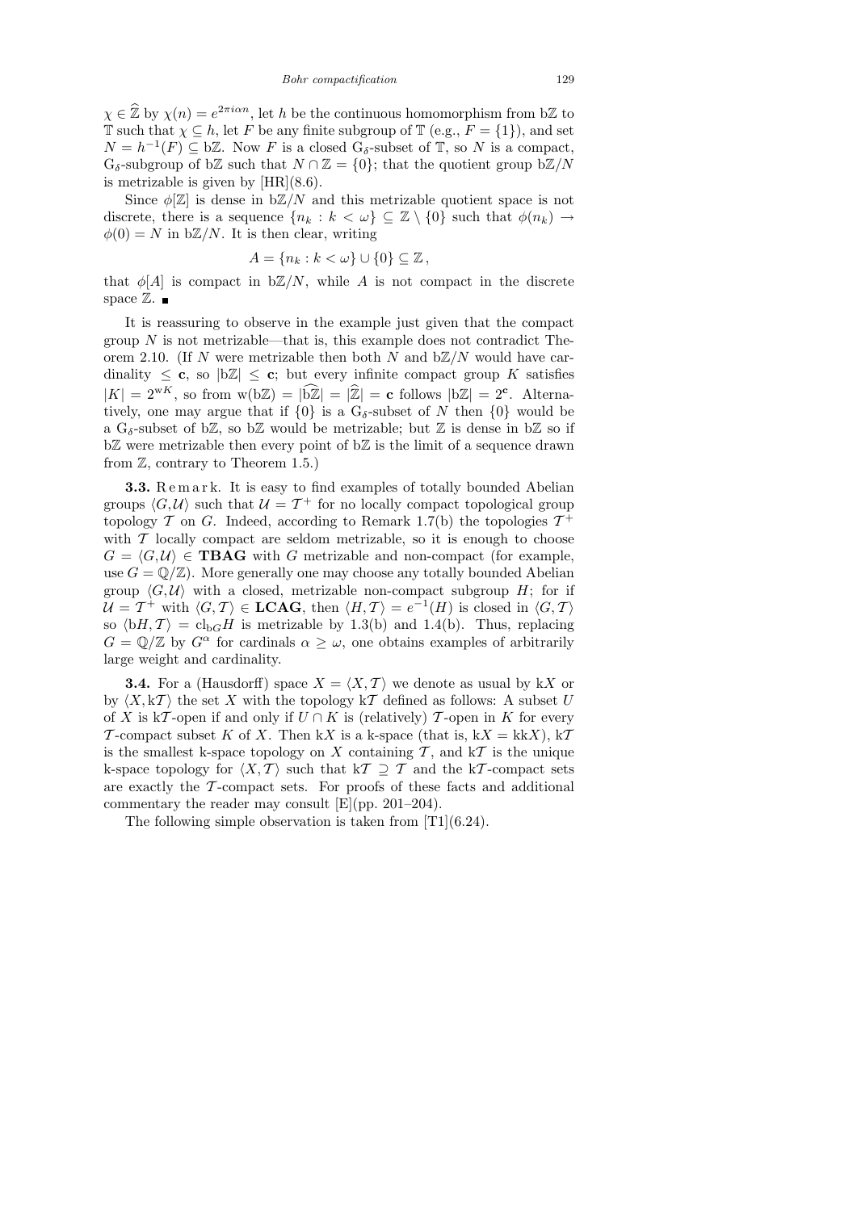$\chi \in \widehat{\mathbb{Z}}$ by $\chi(n) = e^{2\pi i \alpha n}$, let $h$ be the continuous homomorphism from $\mathrm{b}\mathbb{Z}$ to $\mathbb{T}$ such that $\chi \subseteq h$, let $F$ be any finite subgroup of $\mathbb{T}$ (e.g., $F = \{1\}$), and set $N = h^{-1}(F) \subseteq \mathrm{b}\mathbb{Z}$. Now $F$ is a closed $\mathrm{G}_\delta$-subset of $\mathbb{T}$, so $N$ is a compact, $\mathrm{G}_\delta$-subgroup of $\mathrm{b}\mathbb{Z}$ such that $N \cap \mathbb{Z} = \{0\}$; that the quotient group $\mathrm{b}\mathbb{Z}/N$ is metrizable is given by [HR](8.6).

Since $\phi[\mathbb{Z}]$ is dense in $\mathrm{b}\mathbb{Z}/N$ and this metrizable quotient space is not discrete, there is a sequence $\{n_k : k < \omega\} \subseteq \mathbb{Z} \setminus \{0\}$ such that $\phi(n_k) \to \phi(0) = N$ in $\mathrm{b}\mathbb{Z}/N$. It is then clear, writing

$$A = \{n_k : k < \omega\} \cup \{0\} \subseteq \mathbb{Z},$$

that $\phi[A]$ is compact in $\mathrm{b}\mathbb{Z}/N$, while $A$ is not compact in the discrete space $\mathbb{Z}$. ∎

It is reassuring to observe in the example just given that the compact group $N$ is not metrizable—that is, this example does not contradict Theorem 2.10. (If $N$ were metrizable then both $N$ and $\mathrm{b}\mathbb{Z}/N$ would have cardinality $\leq \mathbf{c}$, so $|\mathrm{b}\mathbb{Z}| \leq \mathbf{c}$; but every infinite compact group $K$ satisfies $|K| = 2^{\mathrm{w}K}$, so from $\mathrm{w}(\mathrm{b}\mathbb{Z}) = |\widehat{\mathrm{b}\mathbb{Z}}| = |\widehat{\mathbb{Z}}| = \mathbf{c}$ follows $|\mathrm{b}\mathbb{Z}| = 2^{\mathbf{c}}$. Alternatively, one may argue that if $\{0\}$ is a $\mathrm{G}_\delta$-subset of $N$ then $\{0\}$ would be a $\mathrm{G}_\delta$-subset of $\mathrm{b}\mathbb{Z}$, so $\mathrm{b}\mathbb{Z}$ would be metrizable; but $\mathbb{Z}$ is dense in $\mathrm{b}\mathbb{Z}$ so if $\mathrm{b}\mathbb{Z}$ were metrizable then every point of $\mathrm{b}\mathbb{Z}$ is the limit of a sequence drawn from $\mathbb{Z}$, contrary to Theorem 1.5.)

**3.3.** Remark. It is easy to find examples of totally bounded Abelian groups $\langle G, \mathcal{U}\rangle$ such that $\mathcal{U} = \mathcal{T}^+$ for no locally compact topological group topology $\mathcal{T}$ on $G$. Indeed, according to Remark 1.7(b) the topologies $\mathcal{T}^+$ with $\mathcal{T}$ locally compact are seldom metrizable, so it is enough to choose $G = \langle G, \mathcal{U}\rangle \in \mathbf{TBAG}$ with $G$ metrizable and non-compact (for example, use $G = \mathbb{Q}/\mathbb{Z}$). More generally one may choose any totally bounded Abelian group $\langle G, \mathcal{U}\rangle$ with a closed, metrizable non-compact subgroup $H$; for if $\mathcal{U} = \mathcal{T}^+$ with $\langle G, \mathcal{T}\rangle \in \mathbf{LCAG}$, then $\langle H, \mathcal{T}\rangle = e^{-1}(H)$ is closed in $\langle G, \mathcal{T}\rangle$ so $\langle \mathrm{b}H, \mathcal{T}\rangle = \mathrm{cl}_{\mathrm{b}G} H$ is metrizable by 1.3(b) and 1.4(b). Thus, replacing $G = \mathbb{Q}/\mathbb{Z}$ by $G^\alpha$ for cardinals $\alpha \geq \omega$, one obtains examples of arbitrarily large weight and cardinality.

**3.4.** For a (Hausdorff) space $X = \langle X, \mathcal{T}\rangle$ we denote as usual by $\mathrm{k}X$ or by $\langle X, \mathrm{k}\mathcal{T}\rangle$ the set $X$ with the topology $\mathrm{k}\mathcal{T}$ defined as follows: A subset $U$ of $X$ is $\mathrm{k}\mathcal{T}$-open if and only if $U \cap K$ is (relatively) $\mathcal{T}$-open in $K$ for every $\mathcal{T}$-compact subset $K$ of $X$. Then $\mathrm{k}X$ is a k-space (that is, $\mathrm{k}X = \mathrm{kk}X$), $\mathrm{k}\mathcal{T}$ is the smallest k-space topology on $X$ containing $\mathcal{T}$, and $\mathrm{k}\mathcal{T}$ is the unique k-space topology for $\langle X, \mathcal{T}\rangle$ such that $\mathrm{k}\mathcal{T} \supseteq \mathcal{T}$ and the $\mathrm{k}\mathcal{T}$-compact sets are exactly the $\mathcal{T}$-compact sets. For proofs of these facts and additional commentary the reader may consult [E](pp. 201–204).

The following simple observation is taken from [T1](6.24).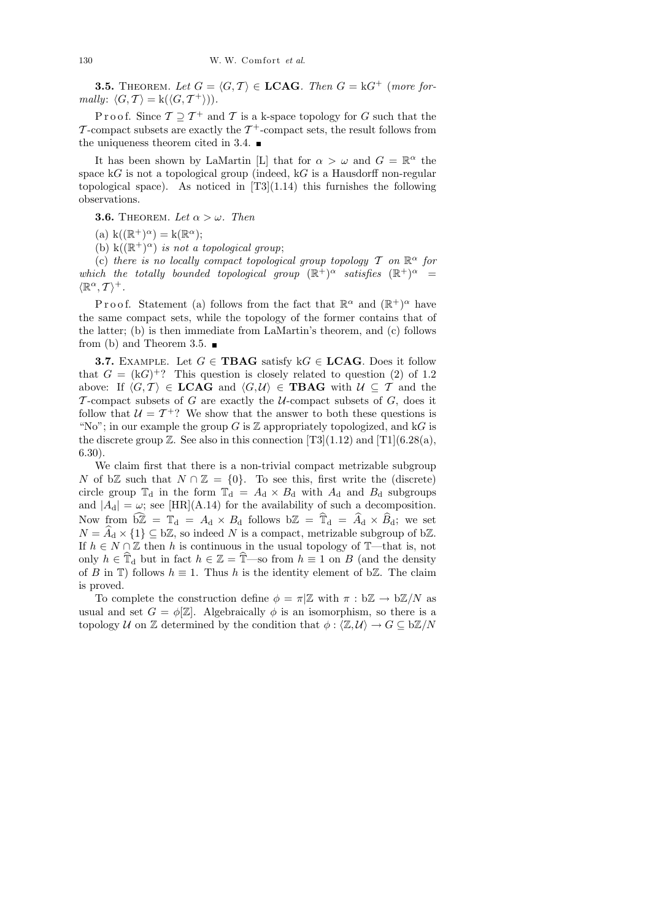**3.5.** Theorem. *Let $G = \langle G, \mathcal{T}\rangle \in$ **LCAG**. Then $G = \mathrm{k}G^+$ (more formally: $\langle G, \mathcal{T}\rangle = \mathrm{k}(\langle G, \mathcal{T}^+\rangle)$).*

Proof. Since $\mathcal{T} \supseteq \mathcal{T}^+$ and $\mathcal{T}$ is a k-space topology for $G$ such that the $\mathcal{T}$-compact subsets are exactly the $\mathcal{T}^+$-compact sets, the result follows from the uniqueness theorem cited in 3.4. ∎

It has been shown by LaMartin [L] that for $\alpha > \omega$ and $G = \mathbb{R}^\alpha$ the space $\mathrm{k}G$ is not a topological group (indeed, $\mathrm{k}G$ is a Hausdorff non-regular topological space). As noticed in [T3](1.14) this furnishes the following observations.

**3.6.** Theorem. *Let $\alpha > \omega$. Then*

(a) $\mathrm{k}((\mathbb{R}^+)^\alpha) = \mathrm{k}(\mathbb{R}^\alpha)$;

(b) $\mathrm{k}((\mathbb{R}^+)^\alpha)$ *is not a topological group*;

(c) *there is no locally compact topological group topology $\mathcal{T}$ on $\mathbb{R}^\alpha$ for which the totally bounded topological group $(\mathbb{R}^+)^\alpha$ satisfies $(\mathbb{R}^+)^\alpha = \langle \mathbb{R}^\alpha, \mathcal{T}\rangle^+$.*

Proof. Statement (a) follows from the fact that $\mathbb{R}^\alpha$ and $(\mathbb{R}^+)^\alpha$ have the same compact sets, while the topology of the former contains that of the latter; (b) is then immediate from LaMartin's theorem, and (c) follows from (b) and Theorem 3.5. ∎

**3.7.** Example. Let $G \in$ **TBAG** satisfy $\mathrm{k}G \in$ **LCAG**. Does it follow that $G = (\mathrm{k}G)^+$? This question is closely related to question (2) of 1.2 above: If $\langle G, \mathcal{T}\rangle \in$ **LCAG** and $\langle G, \mathcal{U}\rangle \in$ **TBAG** with $\mathcal{U} \subseteq \mathcal{T}$ and the $\mathcal{T}$-compact subsets of $G$ are exactly the $\mathcal{U}$-compact subsets of $G$, does it follow that $\mathcal{U} = \mathcal{T}^+$? We show that the answer to both these questions is "No"; in our example the group $G$ is $\mathbb{Z}$ appropriately topologized, and $\mathrm{k}G$ is the discrete group $\mathbb{Z}$. See also in this connection [T3](1.12) and [T1](6.28(a), 6.30).

We claim first that there is a non-trivial compact metrizable subgroup $N$ of $\mathrm{b}\mathbb{Z}$ such that $N \cap \mathbb{Z} = \{0\}$. To see this, first write the (discrete) circle group $\mathbb{T}_{\mathrm{d}}$ in the form $\mathbb{T}_{\mathrm{d}} = A_{\mathrm{d}} \times B_{\mathrm{d}}$ with $A_{\mathrm{d}}$ and $B_{\mathrm{d}}$ subgroups and $|A_{\mathrm{d}}| = \omega$; see [HR](A.14) for the availability of such a decomposition. Now from $\widehat{\mathrm{b}\mathbb{Z}} = \mathbb{T}_{\mathrm{d}} = A_{\mathrm{d}} \times B_{\mathrm{d}}$ follows $\mathrm{b}\mathbb{Z} = \widehat{\mathbb{T}}_{\mathrm{d}} = \widehat{A}_{\mathrm{d}} \times \widehat{B}_{\mathrm{d}}$; we set $N = \widehat{A}_{\mathrm{d}} \times \{1\} \subseteq \mathrm{b}\mathbb{Z}$, so indeed $N$ is a compact, metrizable subgroup of $\mathrm{b}\mathbb{Z}$. If $h \in N \cap \mathbb{Z}$ then $h$ is continuous in the usual topology of $\mathbb{T}$—that is, not only $h \in \widehat{\mathbb{T}}_{\mathrm{d}}$ but in fact $h \in \mathbb{Z} = \widehat{\mathbb{T}}$—so from $h \equiv 1$ on $B$ (and the density of $B$ in $\mathbb{T}$) follows $h \equiv 1$. Thus $h$ is the identity element of $\mathrm{b}\mathbb{Z}$. The claim is proved.

To complete the construction define $\phi = \pi|\mathbb{Z}$ with $\pi : \mathrm{b}\mathbb{Z} \to \mathrm{b}\mathbb{Z}/N$ as usual and set $G = \phi[\mathbb{Z}]$. Algebraically $\phi$ is an isomorphism, so there is a topology $\mathcal{U}$ on $\mathbb{Z}$ determined by the condition that $\phi : \langle \mathbb{Z}, \mathcal{U}\rangle \to G \subseteq \mathrm{b}\mathbb{Z}/N$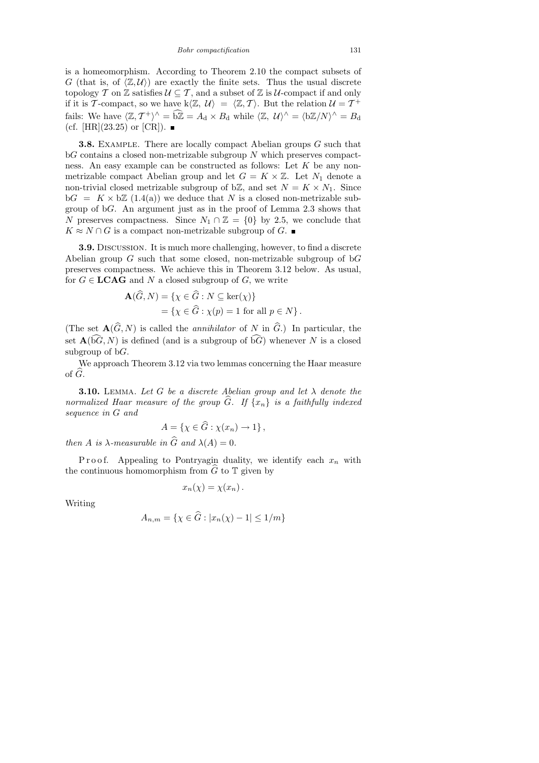is a homeomorphism. According to Theorem 2.10 the compact subsets of $G$ (that is, of $\langle \mathbb{Z}, \mathcal{U} \rangle$) are exactly the finite sets. Thus the usual discrete topology $\mathcal{T}$ on $\mathbb{Z}$ satisfies $\mathcal{U} \subseteq \mathcal{T}$, and a subset of $\mathbb{Z}$ is $\mathcal{U}$-compact if and only if it is $\mathcal{T}$-compact, so we have $\mathrm{k}\langle \mathbb{Z}, \mathcal{U} \rangle = \langle \mathbb{Z}, \mathcal{T} \rangle$. But the relation $\mathcal{U} = \mathcal{T}^+$ fails: We have $\langle \mathbb{Z}, \mathcal{T}^+ \rangle^\wedge = \widehat{\mathrm{b}\mathbb{Z}} = A_{\mathrm{d}} \times B_{\mathrm{d}}$ while $\langle \mathbb{Z}, \mathcal{U} \rangle^\wedge = \langle \mathrm{b}\mathbb{Z}/N \rangle^\wedge = B_{\mathrm{d}}$ (cf. [HR](23.25) or [CR]). ∎

**3.8.** Example. There are locally compact Abelian groups $G$ such that $\mathrm{b}G$ contains a closed non-metrizable subgroup $N$ which preserves compactness. An easy example can be constructed as follows: Let $K$ be any non-metrizable compact Abelian group and let $G = K \times \mathbb{Z}$. Let $N_1$ denote a non-trivial closed metrizable subgroup of $\mathrm{b}\mathbb{Z}$, and set $N = K \times N_1$. Since $\mathrm{b}G = K \times \mathrm{b}\mathbb{Z}$ (1.4(a)) we deduce that $N$ is a closed non-metrizable subgroup of $\mathrm{b}G$. An argument just as in the proof of Lemma 2.3 shows that $N$ preserves compactness. Since $N_1 \cap \mathbb{Z} = \{0\}$ by 2.5, we conclude that $K \approx N \cap G$ is a compact non-metrizable subgroup of $G$. ∎

**3.9.** Discussion. It is much more challenging, however, to find a discrete Abelian group $G$ such that some closed, non-metrizable subgroup of $\mathrm{b}G$ preserves compactness. We achieve this in Theorem 3.12 below. As usual, for $G \in \mathbf{LCAG}$ and $N$ a closed subgroup of $G$, we write

$$\begin{aligned}\mathbf{A}(\widehat{G}, N) &= \{\chi \in \widehat{G} : N \subseteq \ker(\chi)\} \\ &= \{\chi \in \widehat{G} : \chi(p) = 1 \text{ for all } p \in N\}.\end{aligned}$$

(The set $\mathbf{A}(\widehat{G}, N)$ is called the *annihilator* of $N$ in $\widehat{G}$.) In particular, the set $\mathbf{A}(\widehat{\mathrm{b}G}, N)$ is defined (and is a subgroup of $\widehat{\mathrm{b}G}$) whenever $N$ is a closed subgroup of $\mathrm{b}G$.

We approach Theorem 3.12 via two lemmas concerning the Haar measure of $\widehat{G}$.

**3.10.** Lemma. *Let $G$ be a discrete Abelian group and let $\lambda$ denote the normalized Haar measure of the group $\widehat{G}$. If $\{x_n\}$ is a faithfully indexed sequence in $G$ and*

$$A = \{\chi \in \widehat{G} : \chi(x_n) \to 1\},$$

*then $A$ is $\lambda$-measurable in $\widehat{G}$ and $\lambda(A) = 0$.*

Proof. Appealing to Pontryagin duality, we identify each $x_n$ with the continuous homomorphism from $\widehat{G}$ to $\mathbb{T}$ given by

$$x_n(\chi) = \chi(x_n).$$

Writing

$$A_{n,m} = \{\chi \in \widehat{G} : |x_n(\chi) - 1| \leq 1/m\}$$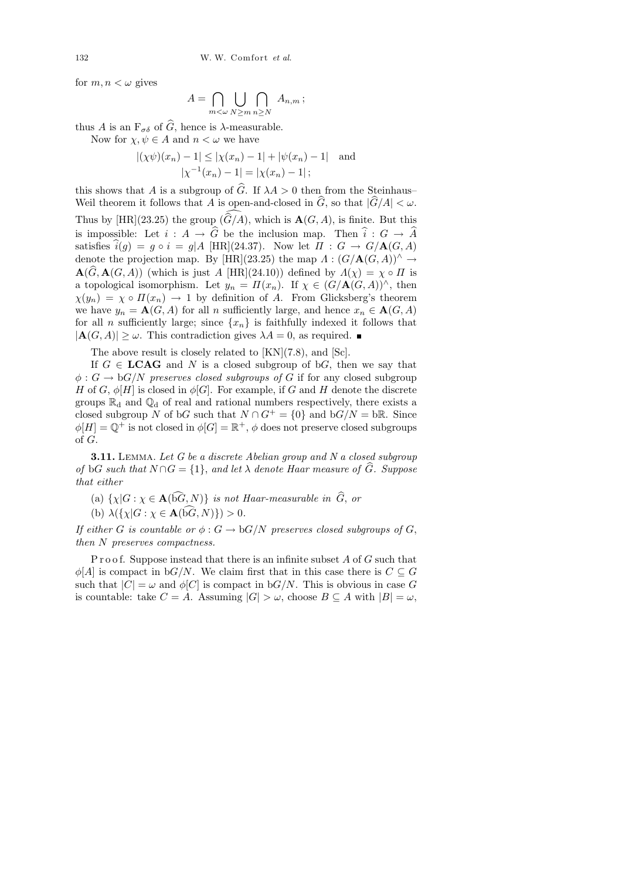for $m, n < \omega$ gives

$$A = \bigcap_{m<\omega} \bigcup_{N \geq m} \bigcap_{n \geq N} A_{n,m}\,;$$

thus $A$ is an $\mathrm{F}_{\sigma\delta}$ of $\widehat{G}$, hence is $\lambda$-measurable.

Now for $\chi, \psi \in A$ and $n < \omega$ we have

$$|(\chi\psi)(x_n) - 1| \leq |\chi(x_n) - 1| + |\psi(x_n) - 1| \quad \text{and}$$
$$|\chi^{-1}(x_n) - 1| = |\chi(x_n) - 1|\,;$$

this shows that $A$ is a subgroup of $\widehat{G}$. If $\lambda A > 0$ then from the Steinhaus–Weil theorem it follows that $A$ is open-and-closed in $\widehat{G}$, so that $|\widehat{G}/A| < \omega$. Thus by [HR](23.25) the group $(\widehat{\widehat{G}/A})$, which is $\mathbf{A}(G, A)$, is finite. But this is impossible: Let $i : A \to \widehat{G}$ be the inclusion map. Then $\widehat{i} : G \to \widehat{A}$ satisfies $\widehat{i}(g) = g \circ i = g|A$ [HR](24.37). Now let $\Pi : G \to G/\mathbf{A}(G, A)$ denote the projection map. By [HR](23.25) the map $\Lambda : (G/\mathbf{A}(G, A))^\wedge \to \mathbf{A}(\widehat{G}, \mathbf{A}(G, A))$ (which is just $A$ [HR](24.10)) defined by $\Lambda(\chi) = \chi \circ \Pi$ is a topological isomorphism. Let $y_n = \Pi(x_n)$. If $\chi \in (G/\mathbf{A}(G, A))^\wedge$, then $\chi(y_n) = \chi \circ \Pi(x_n) \to 1$ by definition of $A$. From Glicksberg's theorem we have $y_n = \mathbf{A}(G, A)$ for all $n$ sufficiently large, and hence $x_n \in \mathbf{A}(G, A)$ for all $n$ sufficiently large; since $\{x_n\}$ is faithfully indexed it follows that $|\mathbf{A}(G, A)| \geq \omega$. This contradiction gives $\lambda A = 0$, as required. ∎

The above result is closely related to [KN](7.8), and [Sc].

If $G \in \mathbf{LCAG}$ and $N$ is a closed subgroup of $\mathrm{b}G$, then we say that $\phi : G \to \mathrm{b}G/N$ *preserves closed subgroups of* $G$ if for any closed subgroup $H$ of $G$, $\phi[H]$ is closed in $\phi[G]$. For example, if $G$ and $H$ denote the discrete groups $\mathbb{R}_{\mathrm{d}}$ and $\mathbb{Q}_{\mathrm{d}}$ of real and rational numbers respectively, there exists a closed subgroup $N$ of $\mathrm{b}G$ such that $N \cap G^+ = \{0\}$ and $\mathrm{b}G/N = \mathrm{b}\mathbb{R}$. Since $\phi[H] = \mathbb{Q}^+$ is not closed in $\phi[G] = \mathbb{R}^+$, $\phi$ does not preserve closed subgroups of $G$.

**3.11.** Lemma. *Let $G$ be a discrete Abelian group and $N$ a closed subgroup of $\mathrm{b}G$ such that $N \cap G = \{1\}$, and let $\lambda$ denote Haar measure of $\widehat{G}$. Suppose that either*

(a) *$\{\chi|G : \chi \in \mathbf{A}(\widehat{\mathrm{b}G}, N)\}$ is not Haar-measurable in $\widehat{G}$, or*

(b) *$\lambda(\{\chi|G : \chi \in \mathbf{A}(\widehat{\mathrm{b}G}, N)\}) > 0$.*

*If either $G$ is countable or $\phi : G \to \mathrm{b}G/N$ preserves closed subgroups of $G$, then $N$ preserves compactness.*

Proof. Suppose instead that there is an infinite subset $A$ of $G$ such that $\phi[A]$ is compact in $\mathrm{b}G/N$. We claim first that in this case there is $C \subseteq G$ such that $|C| = \omega$ and $\phi[C]$ is compact in $\mathrm{b}G/N$. This is obvious in case $G$ is countable: take $C = A$. Assuming $|G| > \omega$, choose $B \subseteq A$ with $|B| = \omega$,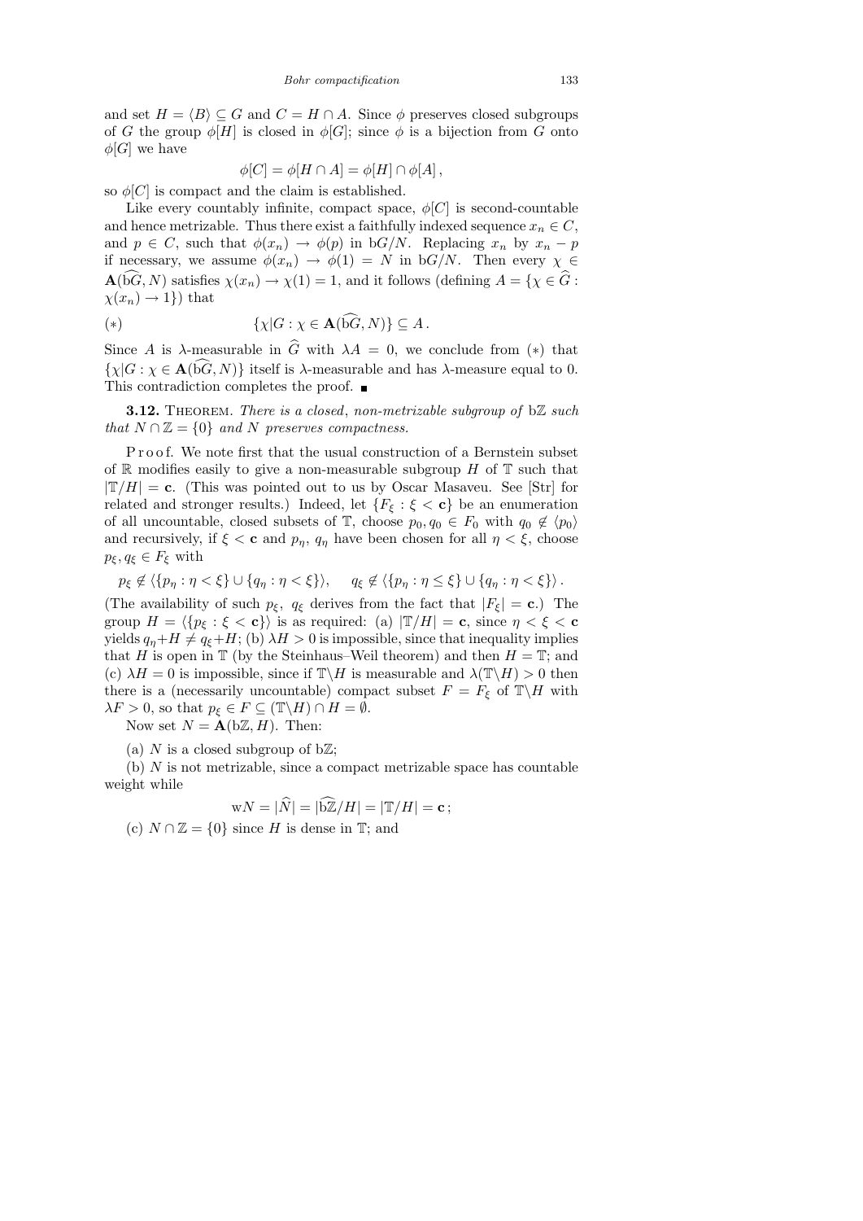and set $H = \langle B \rangle \subseteq G$ and $C = H \cap A$. Since $\phi$ preserves closed subgroups of $G$ the group $\phi[H]$ is closed in $\phi[G]$; since $\phi$ is a bijection from $G$ onto $\phi[G]$ we have

$$\phi[C] = \phi[H \cap A] = \phi[H] \cap \phi[A],$$

so $\phi[C]$ is compact and the claim is established.

Like every countably infinite, compact space, $\phi[C]$ is second-countable and hence metrizable. Thus there exist a faithfully indexed sequence $x_n \in C$, and $p \in C$, such that $\phi(x_n) \to \phi(p)$ in $\mathrm{b}G/N$. Replacing $x_n$ by $x_n - p$ if necessary, we assume $\phi(x_n) \to \phi(1) = N$ in $\mathrm{b}G/N$. Then every $\chi \in \mathbf{A}(\widehat{\mathrm{b}G}, N)$ satisfies $\chi(x_n) \to \chi(1) = 1$, and it follows (defining $A = \{\chi \in \widehat{G} : \chi(x_n) \to 1\}$) that

$$(*) \qquad \{\chi | G : \chi \in \mathbf{A}(\widehat{\mathrm{b}G}, N)\} \subseteq A.$$

Since $A$ is $\lambda$-measurable in $\widehat{G}$ with $\lambda A = 0$, we conclude from $(*)$ that $\{\chi|G : \chi \in \mathbf{A}(\widehat{\mathrm{b}G}, N)\}$ itself is $\lambda$-measurable and has $\lambda$-measure equal to 0. This contradiction completes the proof. ∎

**3.12.** Theorem. *There is a closed, non-metrizable subgroup of* $\mathrm{b}\mathbb{Z}$ *such that* $N \cap \mathbb{Z} = \{0\}$ *and* $N$ *preserves compactness.*

Proof. We note first that the usual construction of a Bernstein subset of $\mathbb{R}$ modifies easily to give a non-measurable subgroup $H$ of $\mathbb{T}$ such that $|\mathbb{T}/H| = \mathbf{c}$. (This was pointed out to us by Oscar Masaveu. See [Str] for related and stronger results.) Indeed, let $\{F_\xi : \xi < \mathbf{c}\}$ be an enumeration of all uncountable, closed subsets of $\mathbb{T}$, choose $p_0, q_0 \in F_0$ with $q_0 \notin \langle p_0 \rangle$ and recursively, if $\xi < \mathbf{c}$ and $p_\eta$, $q_\eta$ have been chosen for all $\eta < \xi$, choose $p_\xi, q_\xi \in F_\xi$ with

$$p_\xi \notin \langle \{p_\eta : \eta < \xi\} \cup \{q_\eta : \eta < \xi\} \rangle, \qquad q_\xi \notin \langle \{p_\eta : \eta \le \xi\} \cup \{q_\eta : \eta < \xi\} \rangle.$$

(The availability of such $p_\xi$, $q_\xi$ derives from the fact that $|F_\xi| = \mathbf{c}$.) The group $H = \langle \{p_\xi : \xi < \mathbf{c}\} \rangle$ is as required: (a) $|\mathbb{T}/H| = \mathbf{c}$, since $\eta < \xi < \mathbf{c}$ yields $q_\eta + H \ne q_\xi + H$; (b) $\lambda H > 0$ is impossible, since that inequality implies that $H$ is open in $\mathbb{T}$ (by the Steinhaus–Weil theorem) and then $H = \mathbb{T}$; and (c) $\lambda H = 0$ is impossible, since if $\mathbb{T} \backslash H$ is measurable and $\lambda(\mathbb{T} \backslash H) > 0$ then there is a (necessarily uncountable) compact subset $F = F_\xi$ of $\mathbb{T} \backslash H$ with $\lambda F > 0$, so that $p_\xi \in F \subseteq (\mathbb{T} \backslash H) \cap H = \emptyset$.

Now set $N = \mathbf{A}(\mathrm{b}\mathbb{Z}, H)$. Then:

(a) $N$ is a closed subgroup of $\mathrm{b}\mathbb{Z}$;

(b) $N$ is not metrizable, since a compact metrizable space has countable weight while

$$\mathrm{w}N = |\widehat{N}| = |\widehat{\mathrm{b}\mathbb{Z}}/H| = |\mathbb{T}/H| = \mathbf{c};$$

(c) $N \cap \mathbb{Z} = \{0\}$ since $H$ is dense in $\mathbb{T}$; and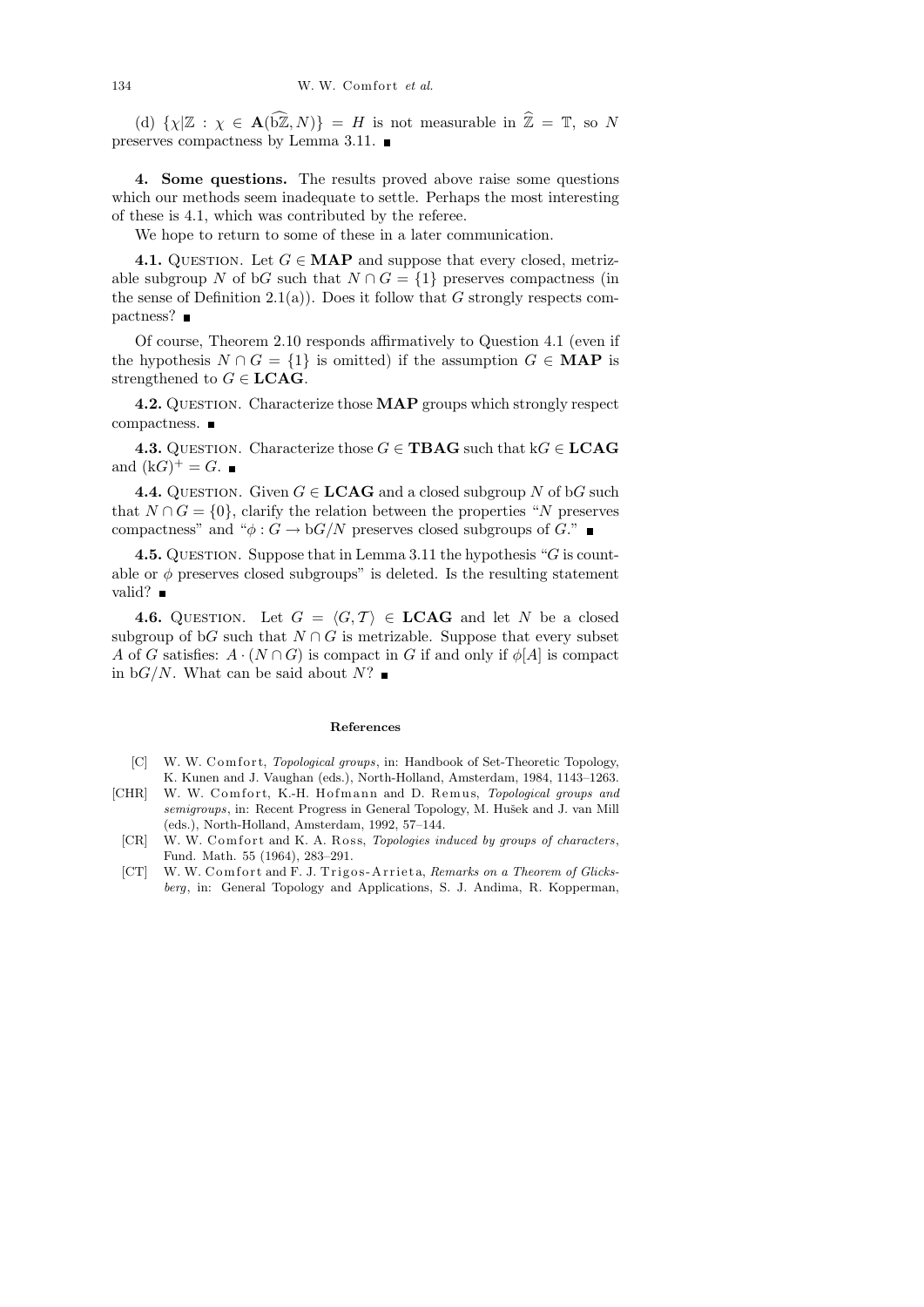(d) $\{\chi|\mathbb{Z} : \chi \in \mathbf{A}(\widehat{\mathrm{b}\mathbb{Z}}, N)\} = H$ is not measurable in $\widehat{\mathbb{Z}} = \mathbb{T}$, so $N$ preserves compactness by Lemma 3.11. ∎

## 4. Some questions.

The results proved above raise some questions which our methods seem inadequate to settle. Perhaps the most interesting of these is 4.1, which was contributed by the referee.

We hope to return to some of these in a later communication.

**4.1.** Question. Let $G \in \mathbf{MAP}$ and suppose that every closed, metrizable subgroup $N$ of b$G$ such that $N \cap G = \{1\}$ preserves compactness (in the sense of Definition 2.1(a)). Does it follow that $G$ strongly respects compactness? ∎

Of course, Theorem 2.10 responds affirmatively to Question 4.1 (even if the hypothesis $N \cap G = \{1\}$ is omitted) if the assumption $G \in \mathbf{MAP}$ is strengthened to $G \in \mathbf{LCAG}$.

**4.2.** Question. Characterize those **MAP** groups which strongly respect compactness. ∎

**4.3.** Question. Characterize those $G \in \mathbf{TBAG}$ such that k$G \in \mathbf{LCAG}$ and $(\mathrm{k}G)^+ = G$. ∎

**4.4.** Question. Given $G \in \mathbf{LCAG}$ and a closed subgroup $N$ of b$G$ such that $N \cap G = \{0\}$, clarify the relation between the properties "$N$ preserves compactness" and "$\phi : G \to \mathrm{b}G/N$ preserves closed subgroups of $G$." ∎

**4.5.** Question. Suppose that in Lemma 3.11 the hypothesis "$G$ is countable or $\phi$ preserves closed subgroups" is deleted. Is the resulting statement valid? ∎

**4.6.** Question. Let $G = \langle G, \mathcal{T} \rangle \in \mathbf{LCAG}$ and let $N$ be a closed subgroup of b$G$ such that $N \cap G$ is metrizable. Suppose that every subset $A$ of $G$ satisfies: $A \cdot (N \cap G)$ is compact in $G$ if and only if $\phi[A]$ is compact in b$G/N$. What can be said about $N$? ∎

### References

[C] W. W. Comfort, *Topological groups*, in: Handbook of Set-Theoretic Topology, K. Kunen and J. Vaughan (eds.), North-Holland, Amsterdam, 1984, 1143–1263.

[CHR] W. W. Comfort, K.-H. Hofmann and D. Remus, *Topological groups and semigroups*, in: Recent Progress in General Topology, M. Hušek and J. van Mill (eds.), North-Holland, Amsterdam, 1992, 57–144.

[CR] W. W. Comfort and K. A. Ross, *Topologies induced by groups of characters*, Fund. Math. 55 (1964), 283–291.

[CT] W. W. Comfort and F. J. Trigos-Arrieta, *Remarks on a Theorem of Glicksberg*, in: General Topology and Applications, S. J. Andima, R. Kopperman,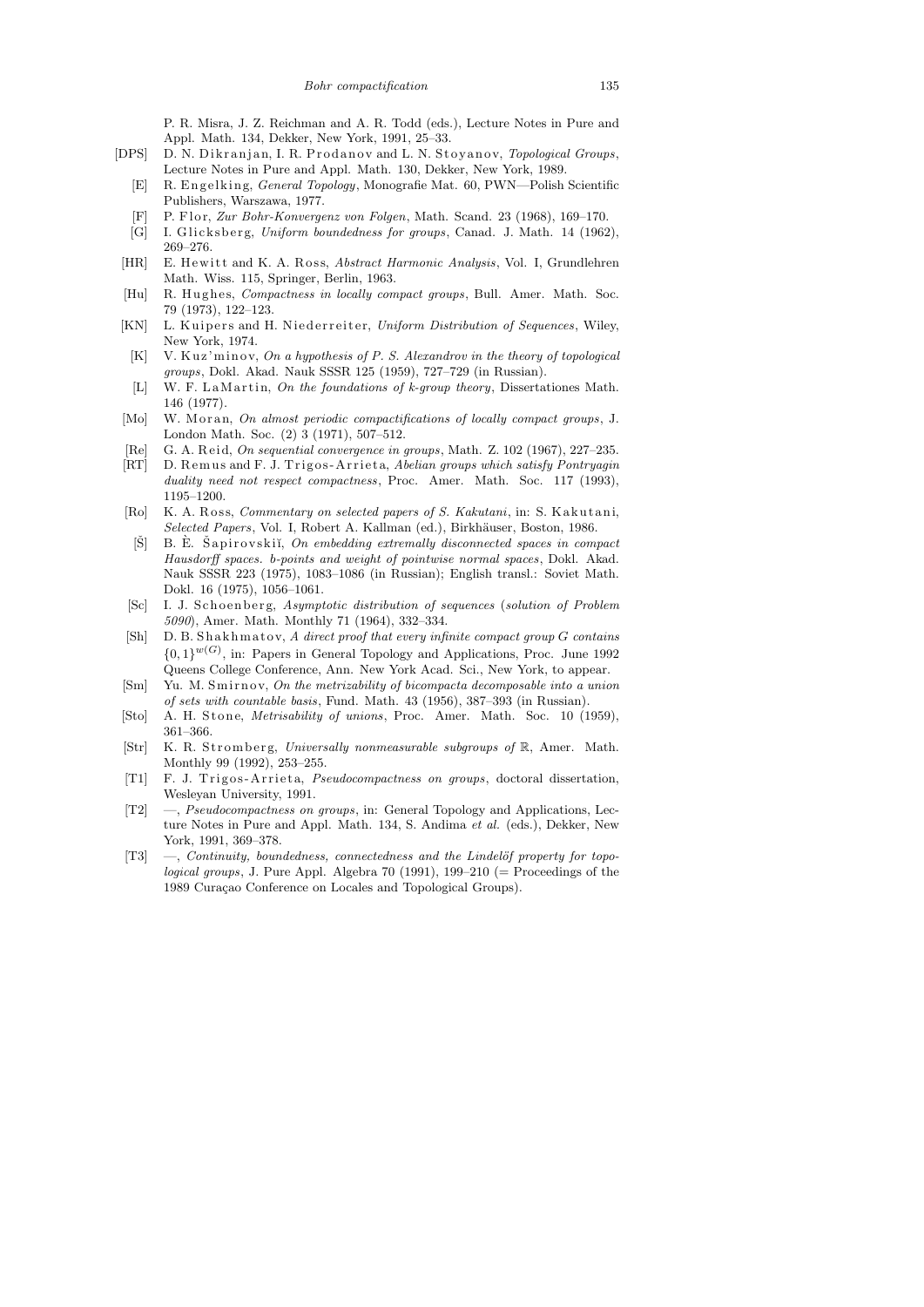P. R. Misra, J. Z. Reichman and A. R. Todd (eds.), Lecture Notes in Pure and Appl. Math. 134, Dekker, New York, 1991, 25–33.

[DPS] D. N. Dikranjan, I. R. Prodanov and L. N. Stoyanov, *Topological Groups*, Lecture Notes in Pure and Appl. Math. 130, Dekker, New York, 1989.

[E] R. Engelking, *General Topology*, Monografie Mat. 60, PWN—Polish Scientific Publishers, Warszawa, 1977.

[F] P. Flor, *Zur Bohr-Konvergenz von Folgen*, Math. Scand. 23 (1968), 169–170.

[G] I. Glicksberg, *Uniform boundedness for groups*, Canad. J. Math. 14 (1962), 269–276.

[HR] E. Hewitt and K. A. Ross, *Abstract Harmonic Analysis*, Vol. I, Grundlehren Math. Wiss. 115, Springer, Berlin, 1963.

[Hu] R. Hughes, *Compactness in locally compact groups*, Bull. Amer. Math. Soc. 79 (1973), 122–123.

[KN] L. Kuipers and H. Niederreiter, *Uniform Distribution of Sequences*, Wiley, New York, 1974.

[K] V. Kuz'minov, *On a hypothesis of P. S. Alexandrov in the theory of topological groups*, Dokl. Akad. Nauk SSSR 125 (1959), 727–729 (in Russian).

[L] W. F. LaMartin, *On the foundations of k-group theory*, Dissertationes Math. 146 (1977).

[Mo] W. Moran, *On almost periodic compactifications of locally compact groups*, J. London Math. Soc. (2) 3 (1971), 507–512.

[Re] G. A. Reid, *On sequential convergence in groups*, Math. Z. 102 (1967), 227–235.

[RT] D. Remus and F. J. Trigos-Arrieta, *Abelian groups which satisfy Pontryagin duality need not respect compactness*, Proc. Amer. Math. Soc. 117 (1993), 1195–1200.

[Ro] K. A. Ross, *Commentary on selected papers of S. Kakutani*, in: S. Kakutani, *Selected Papers*, Vol. I, Robert A. Kallman (ed.), Birkhäuser, Boston, 1986.

[Š] B. È. Šapirovskiĭ, *On embedding extremally disconnected spaces in compact Hausdorff spaces. b-points and weight of pointwise normal spaces*, Dokl. Akad. Nauk SSSR 223 (1975), 1083–1086 (in Russian); English transl.: Soviet Math. Dokl. 16 (1975), 1056–1061.

[Sc] I. J. Schoenberg, *Asymptotic distribution of sequences* (*solution of Problem 5090*), Amer. Math. Monthly 71 (1964), 332–334.

[Sh] D. B. Shakhmatov, *A direct proof that every infinite compact group G contains* $\{0,1\}^{w(G)}$, in: Papers in General Topology and Applications, Proc. June 1992 Queens College Conference, Ann. New York Acad. Sci., New York, to appear.

[Sm] Yu. M. Smirnov, *On the metrizability of bicompacta decomposable into a union of sets with countable basis*, Fund. Math. 43 (1956), 387–393 (in Russian).

[Sto] A. H. Stone, *Metrisability of unions*, Proc. Amer. Math. Soc. 10 (1959), 361–366.

[Str] K. R. Stromberg, *Universally nonmeasurable subgroups of* $\mathbb{R}$, Amer. Math. Monthly 99 (1992), 253–255.

[T1] F. J. Trigos-Arrieta, *Pseudocompactness on groups*, doctoral dissertation, Wesleyan University, 1991.

[T2] —, *Pseudocompactness on groups*, in: General Topology and Applications, Lecture Notes in Pure and Appl. Math. 134, S. Andima *et al.* (eds.), Dekker, New York, 1991, 369–378.

[T3] —, *Continuity, boundedness, connectedness and the Lindelöf property for topological groups*, J. Pure Appl. Algebra 70 (1991), 199–210 (= Proceedings of the 1989 Curaçao Conference on Locales and Topological Groups).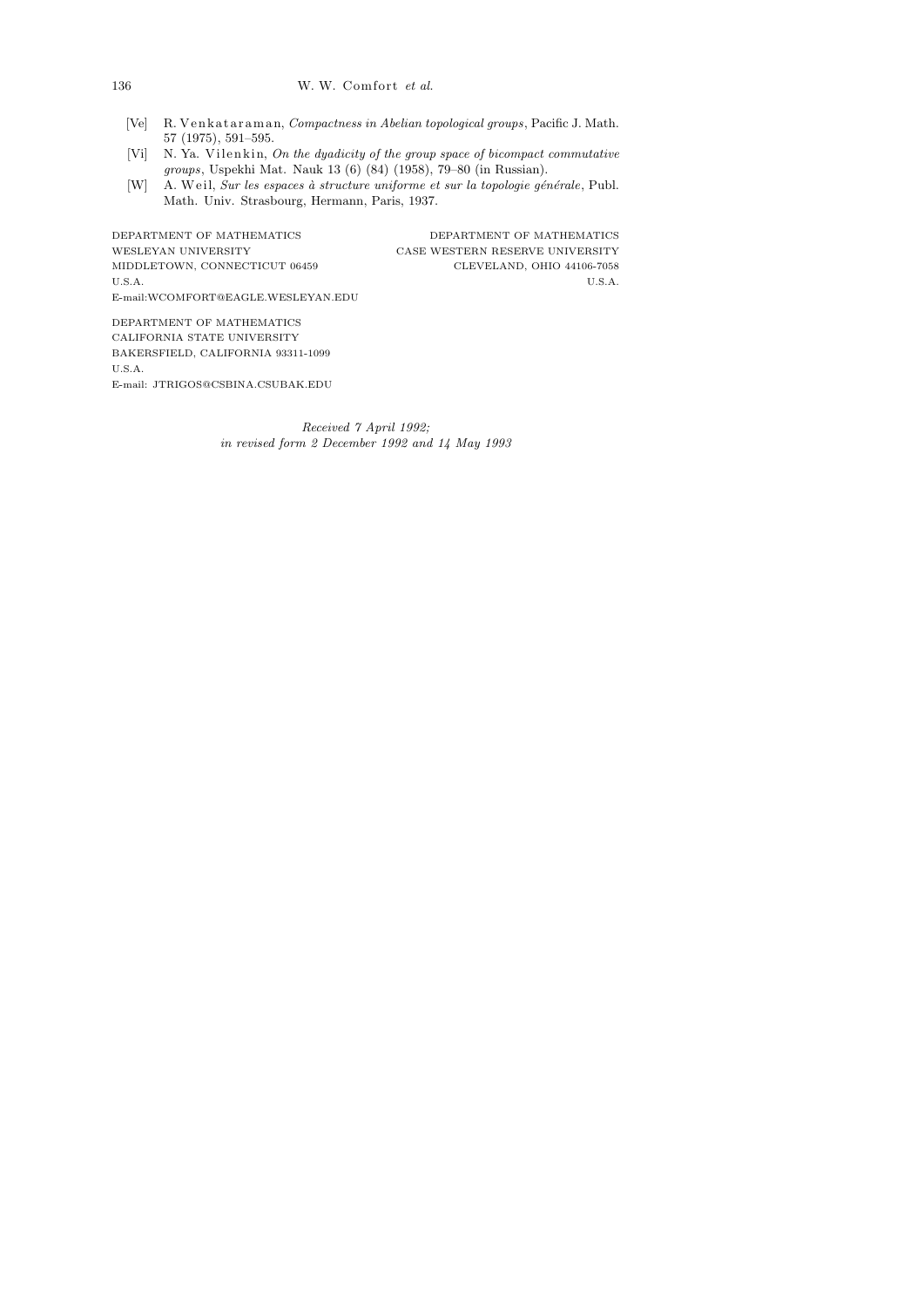[Ve] R. Venkataraman, *Compactness in Abelian topological groups*, Pacific J. Math. 57 (1975), 591–595.

[Vi] N. Ya. Vilenkin, *On the dyadicity of the group space of bicompact commutative groups*, Uspekhi Mat. Nauk 13 (6) (84) (1958), 79–80 (in Russian).

[W] A. Weil, *Sur les espaces à structure uniforme et sur la topologie générale*, Publ. Math. Univ. Strasbourg, Hermann, Paris, 1937.

DEPARTMENT OF MATHEMATICS
WESLEYAN UNIVERSITY
MIDDLETOWN, CONNECTICUT 06459
U.S.A.
E-mail:WCOMFORT@EAGLE.WESLEYAN.EDU

DEPARTMENT OF MATHEMATICS
CASE WESTERN RESERVE UNIVERSITY
CLEVELAND, OHIO 44106-7058
U.S.A.

DEPARTMENT OF MATHEMATICS
CALIFORNIA STATE UNIVERSITY
BAKERSFIELD, CALIFORNIA 93311-1099
U.S.A.
E-mail: JTRIGOS@CSBINA.CSUBAK.EDU

*Received 7 April 1992;*
*in revised form 2 December 1992 and 14 May 1993*